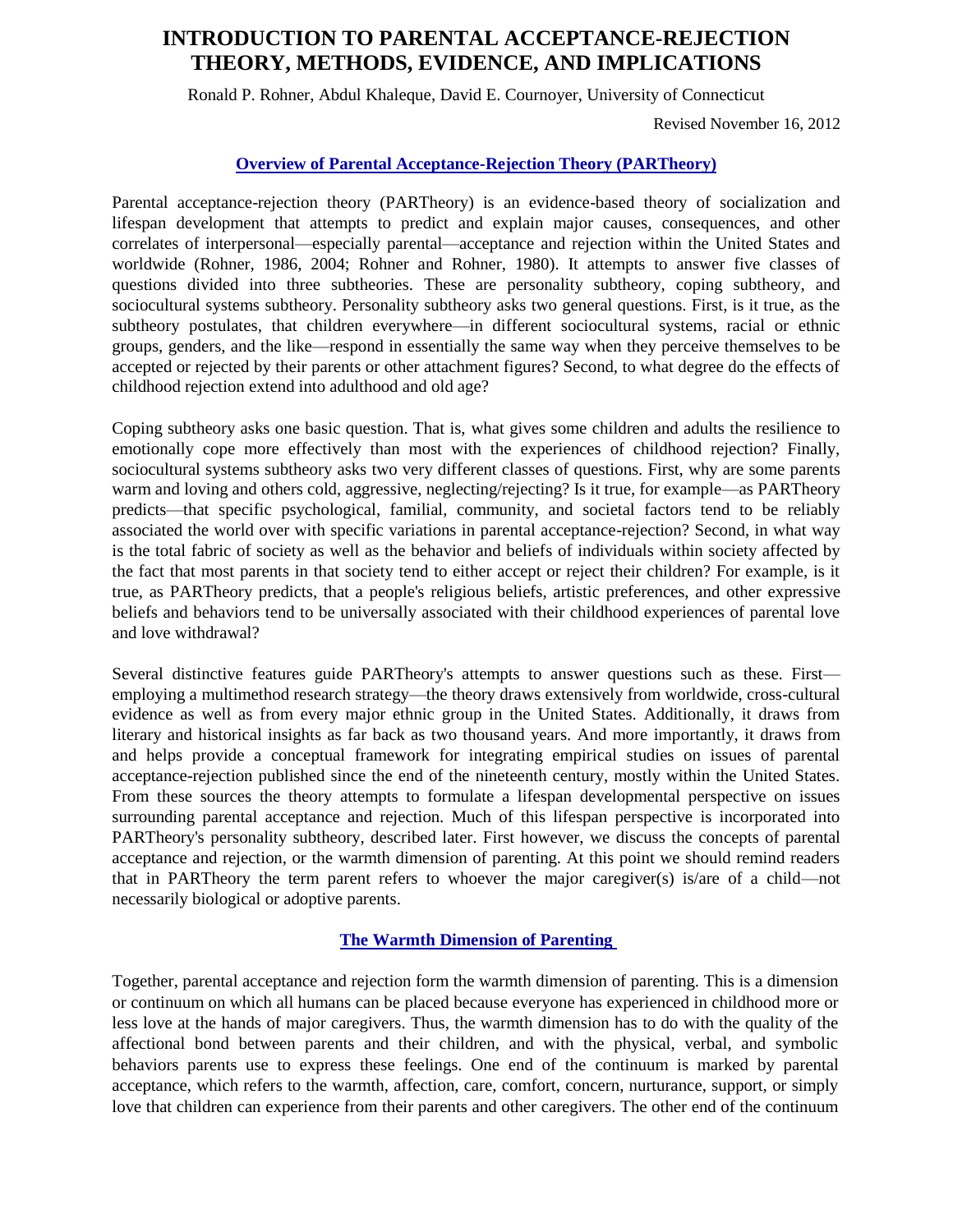# INTRODUCTION TO PARENTAL ACCEPTANCE-REJECTION THEORY, METHODS, EVIDENCE, AND IMPLICATIONS

Ronald P. Rohner, Abdul Khaleque, David E. Cournoyer, University of Connecticut

Revised November 16, 2012

## Overview of Parental Acceptance-Rejection Theory (PARTheory)

Parental acceptance-rejection theory (PARTheory) is an evidence-based theory of socialization and lifespan development that attempts to predict and explain major causes, consequences, and other correlates of interpersonal—especially parental—acceptance and rejection within the United States and worldwide (Rohner, 1986, 2004; Rohner and Rohner, 1980). It attempts to answer five classes of questions divided into three subtheories. These are personality subtheory, coping subtheory, and sociocultural systems subtheory. Personality subtheory asks two general questions. First, is it true, as the subtheory postulates, that children everywhere—in different sociocultural systems, racial or ethnic groups, genders, and the like—respond in essentially the same way when they perceive themselves to be accepted or rejected by their parents or other attachment figures? Second, to what degree do the effects of childhood rejection extend into adulthood and old age?

Coping subtheory asks one basic question. That is, what gives some children and adults the resilience to emotionally cope more effectively than most with the experiences of childhood rejection? Finally, sociocultural systems subtheory asks two very different classes of questions. First, why are some parents warm and loving and others cold, aggressive, neglecting/rejecting? Is it true, for example—as PARTheory predicts—that specific psychological, familial, community, and societal factors tend to be reliably associated the world over with specific variations in parental acceptance-rejection? Second, in what way is the total fabric of society as well as the behavior and beliefs of individuals within society affected by the fact that most parents in that society tend to either accept or reject their children? For example, is it true, as PARTheory predicts, that a people's religious beliefs, artistic preferences, and other expressive beliefs and behaviors tend to be universally associated with their childhood experiences of parental love and love withdrawal?

Several distinctive features guide PARTheory's attempts to answer questions such as these. First—employing a multimethod research strategy—the theory draws extensively from worldwide, cross-cultural evidence as well as from every major ethnic group in the United States. Additionally, it draws from literary and historical insights as far back as two thousand years. And more importantly, it draws from and helps provide a conceptual framework for integrating empirical studies on issues of parental acceptance-rejection published since the end of the nineteenth century, mostly within the United States. From these sources the theory attempts to formulate a lifespan developmental perspective on issues surrounding parental acceptance and rejection. Much of this lifespan perspective is incorporated into PARTheory's personality subtheory, described later. First however, we discuss the concepts of parental acceptance and rejection, or the warmth dimension of parenting. At this point we should remind readers that in PARTheory the term parent refers to whoever the major caregiver(s) is/are of a child—not necessarily biological or adoptive parents.

## The Warmth Dimension of Parenting

Together, parental acceptance and rejection form the warmth dimension of parenting. This is a dimension or continuum on which all humans can be placed because everyone has experienced in childhood more or less love at the hands of major caregivers. Thus, the warmth dimension has to do with the quality of the affectional bond between parents and their children, and with the physical, verbal, and symbolic behaviors parents use to express these feelings. One end of the continuum is marked by parental acceptance, which refers to the warmth, affection, care, comfort, concern, nurturance, support, or simply love that children can experience from their parents and other caregivers. The other end of the continuum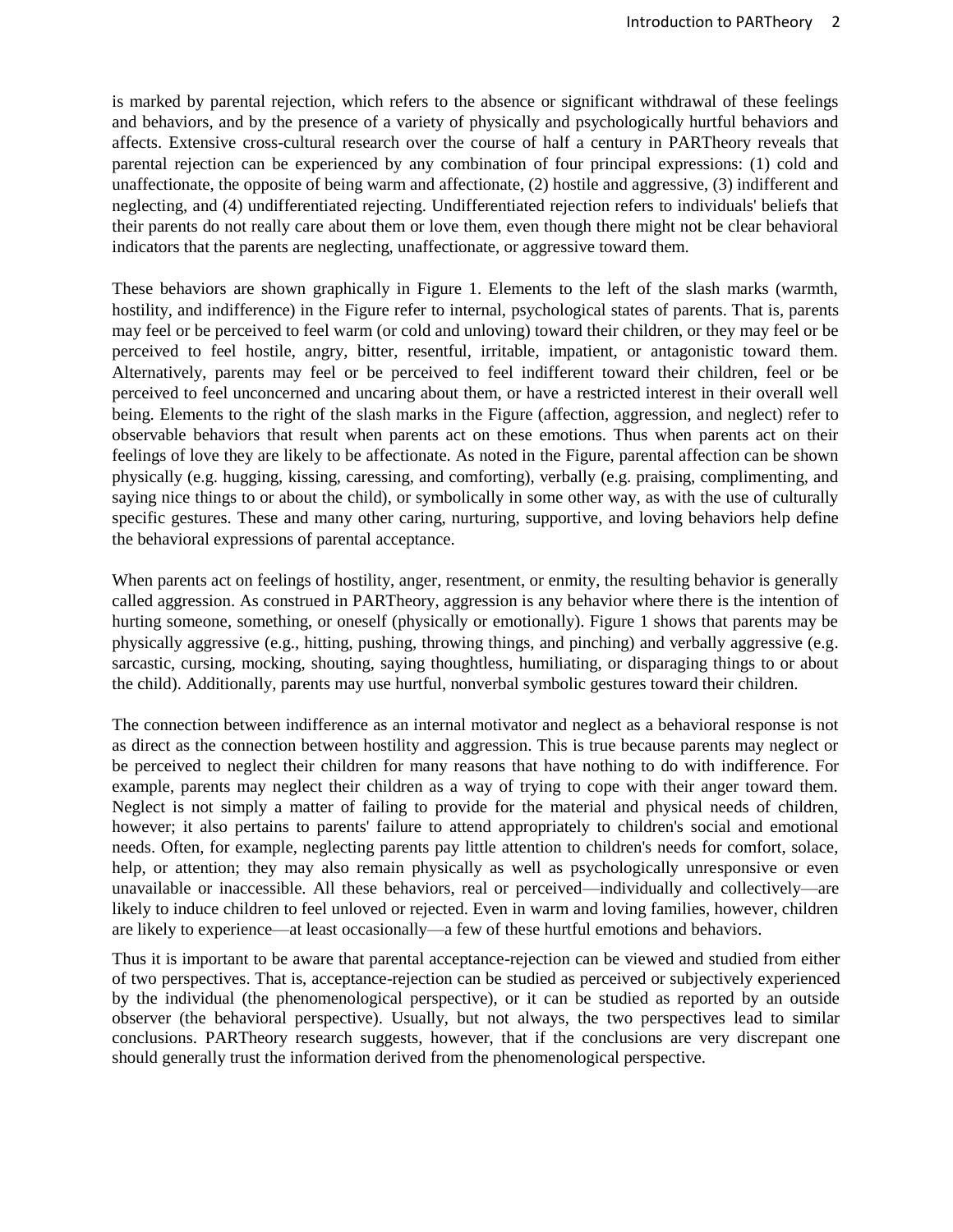is marked by parental rejection, which refers to the absence or significant withdrawal of these feelings and behaviors, and by the presence of a variety of physically and psychologically hurtful behaviors and affects. Extensive cross-cultural research over the course of half a century in PARTheory reveals that parental rejection can be experienced by any combination of four principal expressions: (1) cold and unaffectionate, the opposite of being warm and affectionate, (2) hostile and aggressive, (3) indifferent and neglecting, and (4) undifferentiated rejecting. Undifferentiated rejection refers to individuals' beliefs that their parents do not really care about them or love them, even though there might not be clear behavioral indicators that the parents are neglecting, unaffectionate, or aggressive toward them.

These behaviors are shown graphically in Figure 1. Elements to the left of the slash marks (warmth, hostility, and indifference) in the Figure refer to internal, psychological states of parents. That is, parents may feel or be perceived to feel warm (or cold and unloving) toward their children, or they may feel or be perceived to feel hostile, angry, bitter, resentful, irritable, impatient, or antagonistic toward them. Alternatively, parents may feel or be perceived to feel indifferent toward their children, feel or be perceived to feel unconcerned and uncaring about them, or have a restricted interest in their overall well being. Elements to the right of the slash marks in the Figure (affection, aggression, and neglect) refer to observable behaviors that result when parents act on these emotions. Thus when parents act on their feelings of love they are likely to be affectionate. As noted in the Figure, parental affection can be shown physically (e.g. hugging, kissing, caressing, and comforting), verbally (e.g. praising, complimenting, and saying nice things to or about the child), or symbolically in some other way, as with the use of culturally specific gestures. These and many other caring, nurturing, supportive, and loving behaviors help define the behavioral expressions of parental acceptance.

When parents act on feelings of hostility, anger, resentment, or enmity, the resulting behavior is generally called aggression. As construed in PARTheory, aggression is any behavior where there is the intention of hurting someone, something, or oneself (physically or emotionally). Figure 1 shows that parents may be physically aggressive (e.g., hitting, pushing, throwing things, and pinching) and verbally aggressive (e.g. sarcastic, cursing, mocking, shouting, saying thoughtless, humiliating, or disparaging things to or about the child). Additionally, parents may use hurtful, nonverbal symbolic gestures toward their children.

The connection between indifference as an internal motivator and neglect as a behavioral response is not as direct as the connection between hostility and aggression. This is true because parents may neglect or be perceived to neglect their children for many reasons that have nothing to do with indifference. For example, parents may neglect their children as a way of trying to cope with their anger toward them. Neglect is not simply a matter of failing to provide for the material and physical needs of children, however; it also pertains to parents' failure to attend appropriately to children's social and emotional needs. Often, for example, neglecting parents pay little attention to children's needs for comfort, solace, help, or attention; they may also remain physically as well as psychologically unresponsive or even unavailable or inaccessible. All these behaviors, real or perceived—individually and collectively—are likely to induce children to feel unloved or rejected. Even in warm and loving families, however, children are likely to experience—at least occasionally—a few of these hurtful emotions and behaviors.

Thus it is important to be aware that parental acceptance-rejection can be viewed and studied from either of two perspectives. That is, acceptance-rejection can be studied as perceived or subjectively experienced by the individual (the phenomenological perspective), or it can be studied as reported by an outside observer (the behavioral perspective). Usually, but not always, the two perspectives lead to similar conclusions. PARTheory research suggests, however, that if the conclusions are very discrepant one should generally trust the information derived from the phenomenological perspective.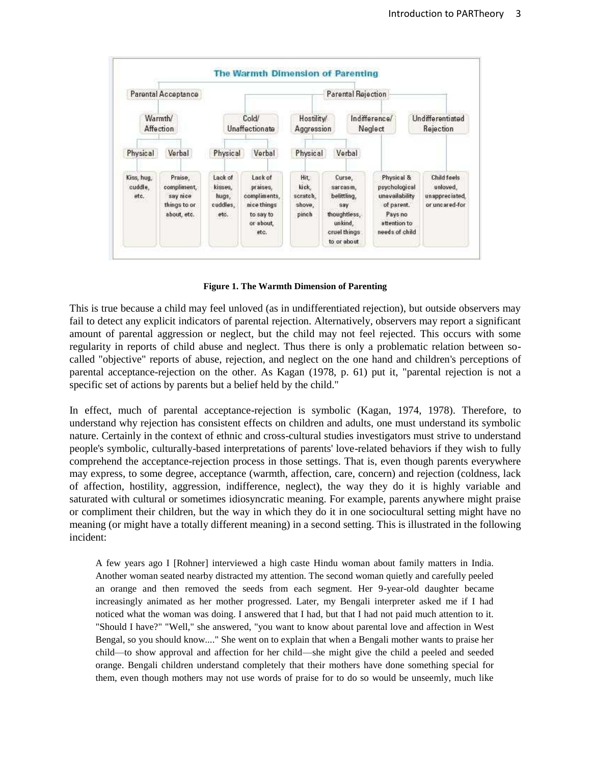**The Warmth Dimension of Parenting**

| Parental Acceptance | | Parental Rejection | | | | | |
|---|---|---|---|---|---|---|---|
| Warmth/ Affection | | Cold/ Unaffectionate | | Hostility/ Aggression | | Indifference/ Neglect | Undifferentiated Rejection |
| Physical | Verbal | Physical | Verbal | Physical | Verbal | | |
| Kiss, hug, cuddle, etc. | Praise, compliment, say nice things to or about, etc. | Lack of kisses, hugs, cuddles, etc. | Lack of praises, compliments, nice things to say to or about, etc. | Hit, kick, scratch, shove, pinch | Curse, sarcasm, belittling, say thoughtless, unkind, cruel things to or about | Physical & psychological unavailability of parent. Pays no attention to needs of child | Child feels unloved, unappreciated, or uncared-for |

**Figure 1. The Warmth Dimension of Parenting**

This is true because a child may feel unloved (as in undifferentiated rejection), but outside observers may fail to detect any explicit indicators of parental rejection. Alternatively, observers may report a significant amount of parental aggression or neglect, but the child may not feel rejected. This occurs with some regularity in reports of child abuse and neglect. Thus there is only a problematic relation between so-called "objective" reports of abuse, rejection, and neglect on the one hand and children's perceptions of parental acceptance-rejection on the other. As Kagan (1978, p. 61) put it, "parental rejection is not a specific set of actions by parents but a belief held by the child."

In effect, much of parental acceptance-rejection is symbolic (Kagan, 1974, 1978). Therefore, to understand why rejection has consistent effects on children and adults, one must understand its symbolic nature. Certainly in the context of ethnic and cross-cultural studies investigators must strive to understand people's symbolic, culturally-based interpretations of parents' love-related behaviors if they wish to fully comprehend the acceptance-rejection process in those settings. That is, even though parents everywhere may express, to some degree, acceptance (warmth, affection, care, concern) and rejection (coldness, lack of affection, hostility, aggression, indifference, neglect), the way they do it is highly variable and saturated with cultural or sometimes idiosyncratic meaning. For example, parents anywhere might praise or compliment their children, but the way in which they do it in one sociocultural setting might have no meaning (or might have a totally different meaning) in a second setting. This is illustrated in the following incident:

> A few years ago I [Rohner] interviewed a high caste Hindu woman about family matters in India. Another woman seated nearby distracted my attention. The second woman quietly and carefully peeled an orange and then removed the seeds from each segment. Her 9-year-old daughter became increasingly animated as her mother progressed. Later, my Bengali interpreter asked me if I had noticed what the woman was doing. I answered that I had, but that I had not paid much attention to it. "Should I have?" "Well," she answered, "you want to know about parental love and affection in West Bengal, so you should know...." She went on to explain that when a Bengali mother wants to praise her child—to show approval and affection for her child—she might give the child a peeled and seeded orange. Bengali children understand completely that their mothers have done something special for them, even though mothers may not use words of praise for to do so would be unseemly, much like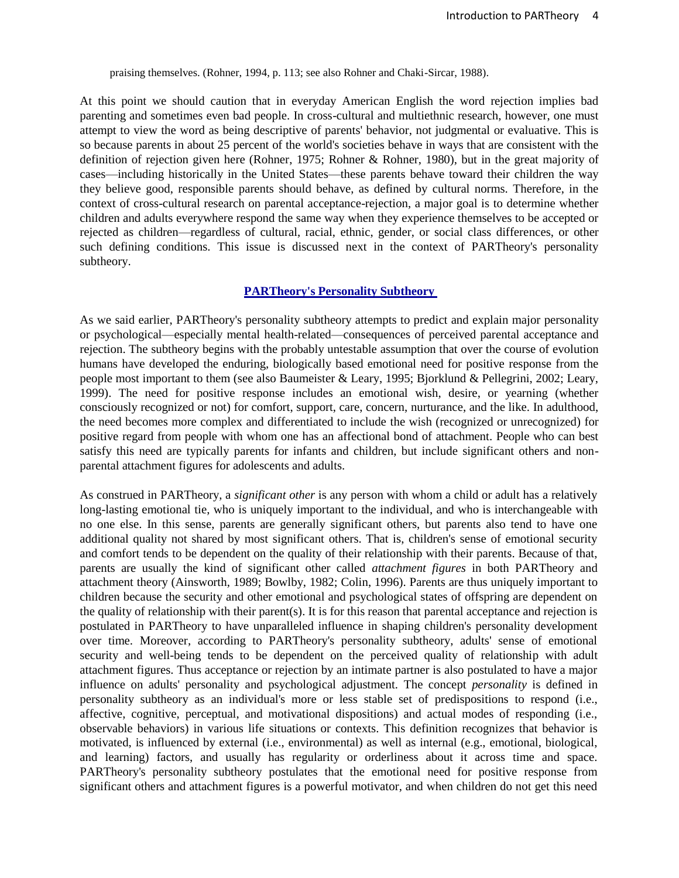praising themselves. (Rohner, 1994, p. 113; see also Rohner and Chaki-Sircar, 1988).

At this point we should caution that in everyday American English the word rejection implies bad parenting and sometimes even bad people. In cross-cultural and multiethnic research, however, one must attempt to view the word as being descriptive of parents' behavior, not judgmental or evaluative. This is so because parents in about 25 percent of the world's societies behave in ways that are consistent with the definition of rejection given here (Rohner, 1975; Rohner & Rohner, 1980), but in the great majority of cases—including historically in the United States—these parents behave toward their children the way they believe good, responsible parents should behave, as defined by cultural norms. Therefore, in the context of cross-cultural research on parental acceptance-rejection, a major goal is to determine whether children and adults everywhere respond the same way when they experience themselves to be accepted or rejected as children—regardless of cultural, racial, ethnic, gender, or social class differences, or other such defining conditions. This issue is discussed next in the context of PARTheory's personality subtheory.

## PARTheory's Personality Subtheory

As we said earlier, PARTheory's personality subtheory attempts to predict and explain major personality or psychological—especially mental health-related—consequences of perceived parental acceptance and rejection. The subtheory begins with the probably untestable assumption that over the course of evolution humans have developed the enduring, biologically based emotional need for positive response from the people most important to them (see also Baumeister & Leary, 1995; Bjorklund & Pellegrini, 2002; Leary, 1999). The need for positive response includes an emotional wish, desire, or yearning (whether consciously recognized or not) for comfort, support, care, concern, nurturance, and the like. In adulthood, the need becomes more complex and differentiated to include the wish (recognized or unrecognized) for positive regard from people with whom one has an affectional bond of attachment. People who can best satisfy this need are typically parents for infants and children, but include significant others and non-parental attachment figures for adolescents and adults.

As construed in PARTheory, a *significant other* is any person with whom a child or adult has a relatively long-lasting emotional tie, who is uniquely important to the individual, and who is interchangeable with no one else. In this sense, parents are generally significant others, but parents also tend to have one additional quality not shared by most significant others. That is, children's sense of emotional security and comfort tends to be dependent on the quality of their relationship with their parents. Because of that, parents are usually the kind of significant other called *attachment figures* in both PARTheory and attachment theory (Ainsworth, 1989; Bowlby, 1982; Colin, 1996). Parents are thus uniquely important to children because the security and other emotional and psychological states of offspring are dependent on the quality of relationship with their parent(s). It is for this reason that parental acceptance and rejection is postulated in PARTheory to have unparalleled influence in shaping children's personality development over time. Moreover, according to PARTheory's personality subtheory, adults' sense of emotional security and well-being tends to be dependent on the perceived quality of relationship with adult attachment figures. Thus acceptance or rejection by an intimate partner is also postulated to have a major influence on adults' personality and psychological adjustment. The concept *personality* is defined in personality subtheory as an individual's more or less stable set of predispositions to respond (i.e., affective, cognitive, perceptual, and motivational dispositions) and actual modes of responding (i.e., observable behaviors) in various life situations or contexts. This definition recognizes that behavior is motivated, is influenced by external (i.e., environmental) as well as internal (e.g., emotional, biological, and learning) factors, and usually has regularity or orderliness about it across time and space. PARTheory's personality subtheory postulates that the emotional need for positive response from significant others and attachment figures is a powerful motivator, and when children do not get this need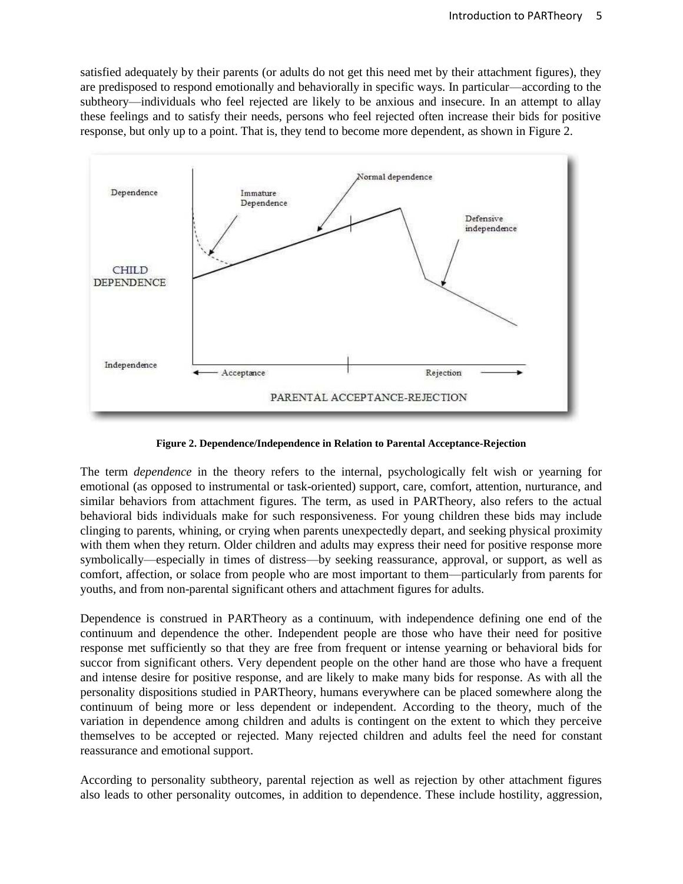satisfied adequately by their parents (or adults do not get this need met by their attachment figures), they are predisposed to respond emotionally and behaviorally in specific ways. In particular—according to the subtheory—individuals who feel rejected are likely to be anxious and insecure. In an attempt to allay these feelings and to satisfy their needs, persons who feel rejected often increase their bids for positive response, but only up to a point. That is, they tend to become more dependent, as shown in Figure 2.

Dependence

Immature Dependence

Normal dependence

Defensive independence

CHILD DEPENDENCE

Independence

Acceptance

Rejection

PARENTAL ACCEPTANCE-REJECTION

**Figure 2. Dependence/Independence in Relation to Parental Acceptance-Rejection**

The term *dependence* in the theory refers to the internal, psychologically felt wish or yearning for emotional (as opposed to instrumental or task-oriented) support, care, comfort, attention, nurturance, and similar behaviors from attachment figures. The term, as used in PARTheory, also refers to the actual behavioral bids individuals make for such responsiveness. For young children these bids may include clinging to parents, whining, or crying when parents unexpectedly depart, and seeking physical proximity with them when they return. Older children and adults may express their need for positive response more symbolically—especially in times of distress—by seeking reassurance, approval, or support, as well as comfort, affection, or solace from people who are most important to them—particularly from parents for youths, and from non-parental significant others and attachment figures for adults.

Dependence is construed in PARTheory as a continuum, with independence defining one end of the continuum and dependence the other. Independent people are those who have their need for positive response met sufficiently so that they are free from frequent or intense yearning or behavioral bids for succor from significant others. Very dependent people on the other hand are those who have a frequent and intense desire for positive response, and are likely to make many bids for response. As with all the personality dispositions studied in PARTheory, humans everywhere can be placed somewhere along the continuum of being more or less dependent or independent. According to the theory, much of the variation in dependence among children and adults is contingent on the extent to which they perceive themselves to be accepted or rejected. Many rejected children and adults feel the need for constant reassurance and emotional support.

According to personality subtheory, parental rejection as well as rejection by other attachment figures also leads to other personality outcomes, in addition to dependence. These include hostility, aggression,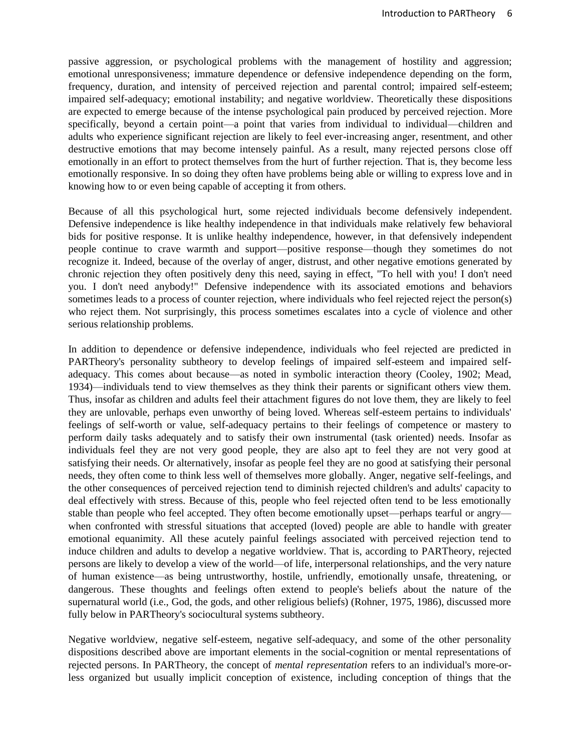passive aggression, or psychological problems with the management of hostility and aggression; emotional unresponsiveness; immature dependence or defensive independence depending on the form, frequency, duration, and intensity of perceived rejection and parental control; impaired self-esteem; impaired self-adequacy; emotional instability; and negative worldview. Theoretically these dispositions are expected to emerge because of the intense psychological pain produced by perceived rejection. More specifically, beyond a certain point—a point that varies from individual to individual—children and adults who experience significant rejection are likely to feel ever-increasing anger, resentment, and other destructive emotions that may become intensely painful. As a result, many rejected persons close off emotionally in an effort to protect themselves from the hurt of further rejection. That is, they become less emotionally responsive. In so doing they often have problems being able or willing to express love and in knowing how to or even being capable of accepting it from others.

Because of all this psychological hurt, some rejected individuals become defensively independent. Defensive independence is like healthy independence in that individuals make relatively few behavioral bids for positive response. It is unlike healthy independence, however, in that defensively independent people continue to crave warmth and support—positive response—though they sometimes do not recognize it. Indeed, because of the overlay of anger, distrust, and other negative emotions generated by chronic rejection they often positively deny this need, saying in effect, "To hell with you! I don't need you. I don't need anybody!" Defensive independence with its associated emotions and behaviors sometimes leads to a process of counter rejection, where individuals who feel rejected reject the person(s) who reject them. Not surprisingly, this process sometimes escalates into a cycle of violence and other serious relationship problems.

In addition to dependence or defensive independence, individuals who feel rejected are predicted in PARTheory's personality subtheory to develop feelings of impaired self-esteem and impaired self-adequacy. This comes about because—as noted in symbolic interaction theory (Cooley, 1902; Mead, 1934)—individuals tend to view themselves as they think their parents or significant others view them. Thus, insofar as children and adults feel their attachment figures do not love them, they are likely to feel they are unlovable, perhaps even unworthy of being loved. Whereas self-esteem pertains to individuals' feelings of self-worth or value, self-adequacy pertains to their feelings of competence or mastery to perform daily tasks adequately and to satisfy their own instrumental (task oriented) needs. Insofar as individuals feel they are not very good people, they are also apt to feel they are not very good at satisfying their needs. Or alternatively, insofar as people feel they are no good at satisfying their personal needs, they often come to think less well of themselves more globally. Anger, negative self-feelings, and the other consequences of perceived rejection tend to diminish rejected children's and adults' capacity to deal effectively with stress. Because of this, people who feel rejected often tend to be less emotionally stable than people who feel accepted. They often become emotionally upset—perhaps tearful or angry—when confronted with stressful situations that accepted (loved) people are able to handle with greater emotional equanimity. All these acutely painful feelings associated with perceived rejection tend to induce children and adults to develop a negative worldview. That is, according to PARTheory, rejected persons are likely to develop a view of the world—of life, interpersonal relationships, and the very nature of human existence—as being untrustworthy, hostile, unfriendly, emotionally unsafe, threatening, or dangerous. These thoughts and feelings often extend to people's beliefs about the nature of the supernatural world (i.e., God, the gods, and other religious beliefs) (Rohner, 1975, 1986), discussed more fully below in PARTheory's sociocultural systems subtheory.

Negative worldview, negative self-esteem, negative self-adequacy, and some of the other personality dispositions described above are important elements in the social-cognition or mental representations of rejected persons. In PARTheory, the concept of *mental representation* refers to an individual's more-or-less organized but usually implicit conception of existence, including conception of things that the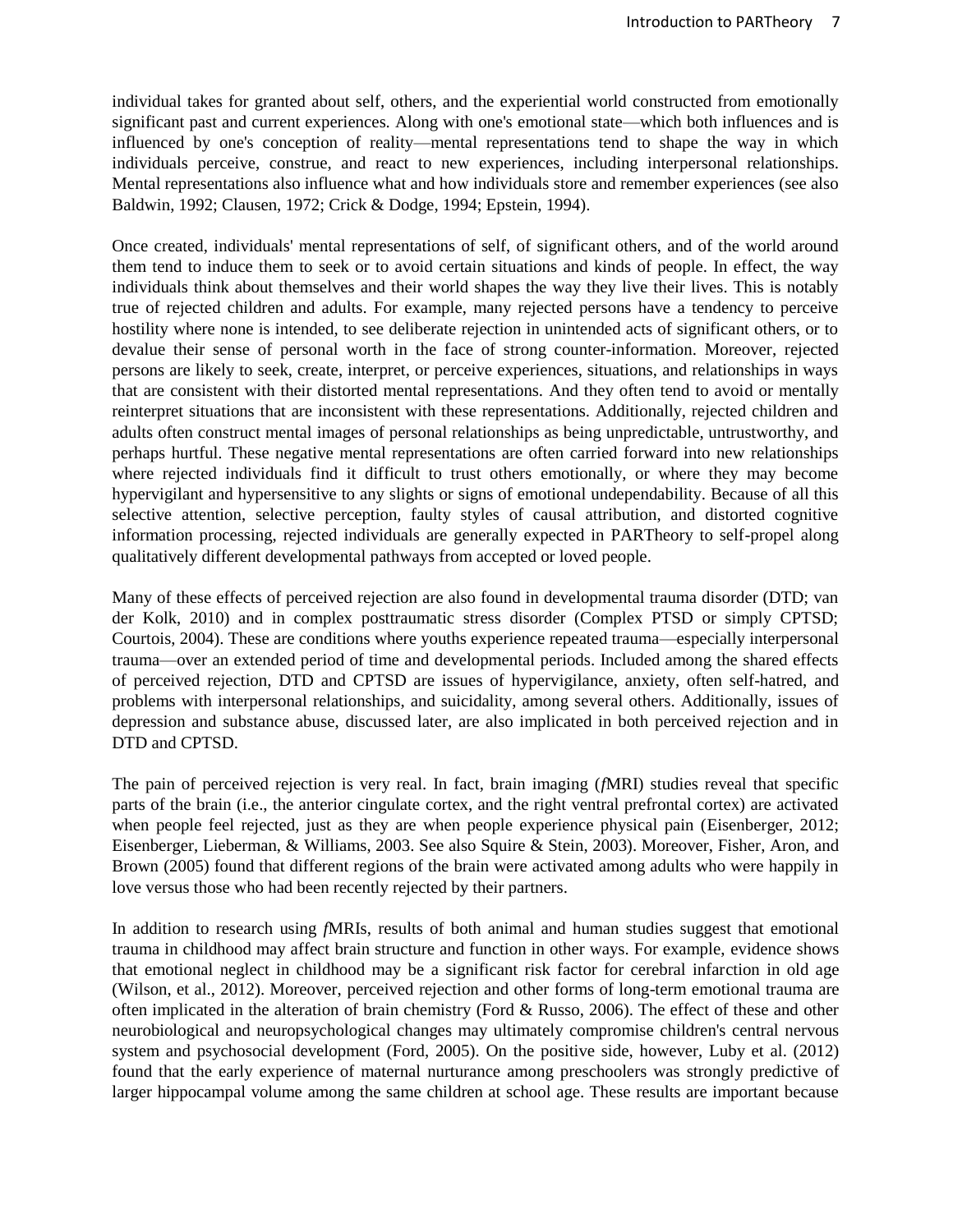individual takes for granted about self, others, and the experiential world constructed from emotionally significant past and current experiences. Along with one's emotional state—which both influences and is influenced by one's conception of reality—mental representations tend to shape the way in which individuals perceive, construe, and react to new experiences, including interpersonal relationships. Mental representations also influence what and how individuals store and remember experiences (see also Baldwin, 1992; Clausen, 1972; Crick & Dodge, 1994; Epstein, 1994).

Once created, individuals' mental representations of self, of significant others, and of the world around them tend to induce them to seek or to avoid certain situations and kinds of people. In effect, the way individuals think about themselves and their world shapes the way they live their lives. This is notably true of rejected children and adults. For example, many rejected persons have a tendency to perceive hostility where none is intended, to see deliberate rejection in unintended acts of significant others, or to devalue their sense of personal worth in the face of strong counter-information. Moreover, rejected persons are likely to seek, create, interpret, or perceive experiences, situations, and relationships in ways that are consistent with their distorted mental representations. And they often tend to avoid or mentally reinterpret situations that are inconsistent with these representations. Additionally, rejected children and adults often construct mental images of personal relationships as being unpredictable, untrustworthy, and perhaps hurtful. These negative mental representations are often carried forward into new relationships where rejected individuals find it difficult to trust others emotionally, or where they may become hypervigilant and hypersensitive to any slights or signs of emotional undependability. Because of all this selective attention, selective perception, faulty styles of causal attribution, and distorted cognitive information processing, rejected individuals are generally expected in PARTheory to self-propel along qualitatively different developmental pathways from accepted or loved people.

Many of these effects of perceived rejection are also found in developmental trauma disorder (DTD; van der Kolk, 2010) and in complex posttraumatic stress disorder (Complex PTSD or simply CPTSD; Courtois, 2004). These are conditions where youths experience repeated trauma—especially interpersonal trauma—over an extended period of time and developmental periods. Included among the shared effects of perceived rejection, DTD and CPTSD are issues of hypervigilance, anxiety, often self-hatred, and problems with interpersonal relationships, and suicidality, among several others. Additionally, issues of depression and substance abuse, discussed later, are also implicated in both perceived rejection and in DTD and CPTSD.

The pain of perceived rejection is very real. In fact, brain imaging (*f*MRI) studies reveal that specific parts of the brain (i.e., the anterior cingulate cortex, and the right ventral prefrontal cortex) are activated when people feel rejected, just as they are when people experience physical pain (Eisenberger, 2012; Eisenberger, Lieberman, & Williams, 2003. See also Squire & Stein, 2003). Moreover, Fisher, Aron, and Brown (2005) found that different regions of the brain were activated among adults who were happily in love versus those who had been recently rejected by their partners.

In addition to research using *f*MRIs, results of both animal and human studies suggest that emotional trauma in childhood may affect brain structure and function in other ways. For example, evidence shows that emotional neglect in childhood may be a significant risk factor for cerebral infarction in old age (Wilson, et al., 2012). Moreover, perceived rejection and other forms of long-term emotional trauma are often implicated in the alteration of brain chemistry (Ford & Russo, 2006). The effect of these and other neurobiological and neuropsychological changes may ultimately compromise children's central nervous system and psychosocial development (Ford, 2005). On the positive side, however, Luby et al. (2012) found that the early experience of maternal nurturance among preschoolers was strongly predictive of larger hippocampal volume among the same children at school age. These results are important because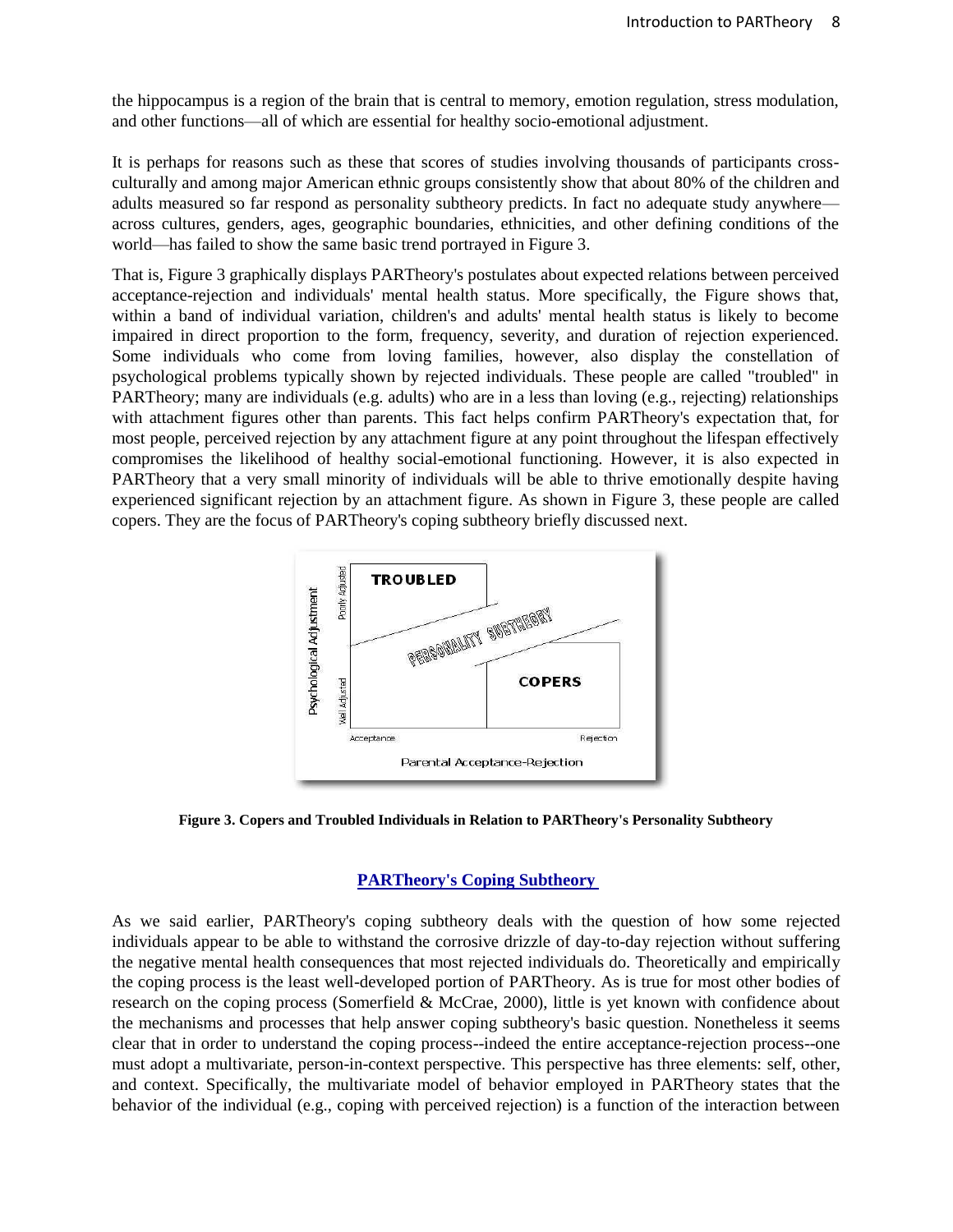the hippocampus is a region of the brain that is central to memory, emotion regulation, stress modulation, and other functions—all of which are essential for healthy socio-emotional adjustment.

It is perhaps for reasons such as these that scores of studies involving thousands of participants cross-culturally and among major American ethnic groups consistently show that about 80% of the children and adults measured so far respond as personality subtheory predicts. In fact no adequate study anywhere—across cultures, genders, ages, geographic boundaries, ethnicities, and other defining conditions of the world—has failed to show the same basic trend portrayed in Figure 3.

That is, Figure 3 graphically displays PARTheory's postulates about expected relations between perceived acceptance-rejection and individuals' mental health status. More specifically, the Figure shows that, within a band of individual variation, children's and adults' mental health status is likely to become impaired in direct proportion to the form, frequency, severity, and duration of rejection experienced. Some individuals who come from loving families, however, also display the constellation of psychological problems typically shown by rejected individuals. These people are called "troubled" in PARTheory; many are individuals (e.g. adults) who are in a less than loving (e.g., rejecting) relationships with attachment figures other than parents. This fact helps confirm PARTheory's expectation that, for most people, perceived rejection by any attachment figure at any point throughout the lifespan effectively compromises the likelihood of healthy social-emotional functioning. However, it is also expected in PARTheory that a very small minority of individuals will be able to thrive emotionally despite having experienced significant rejection by an attachment figure. As shown in Figure 3, these people are called copers. They are the focus of PARTheory's coping subtheory briefly discussed next.

**Figure 3. Copers and Troubled Individuals in Relation to PARTheory's Personality Subtheory**

## PARTheory's Coping Subtheory

As we said earlier, PARTheory's coping subtheory deals with the question of how some rejected individuals appear to be able to withstand the corrosive drizzle of day-to-day rejection without suffering the negative mental health consequences that most rejected individuals do. Theoretically and empirically the coping process is the least well-developed portion of PARTheory. As is true for most other bodies of research on the coping process (Somerfield & McCrae, 2000), little is yet known with confidence about the mechanisms and processes that help answer coping subtheory's basic question. Nonetheless it seems clear that in order to understand the coping process--indeed the entire acceptance-rejection process--one must adopt a multivariate, person-in-context perspective. This perspective has three elements: self, other, and context. Specifically, the multivariate model of behavior employed in PARTheory states that the behavior of the individual (e.g., coping with perceived rejection) is a function of the interaction between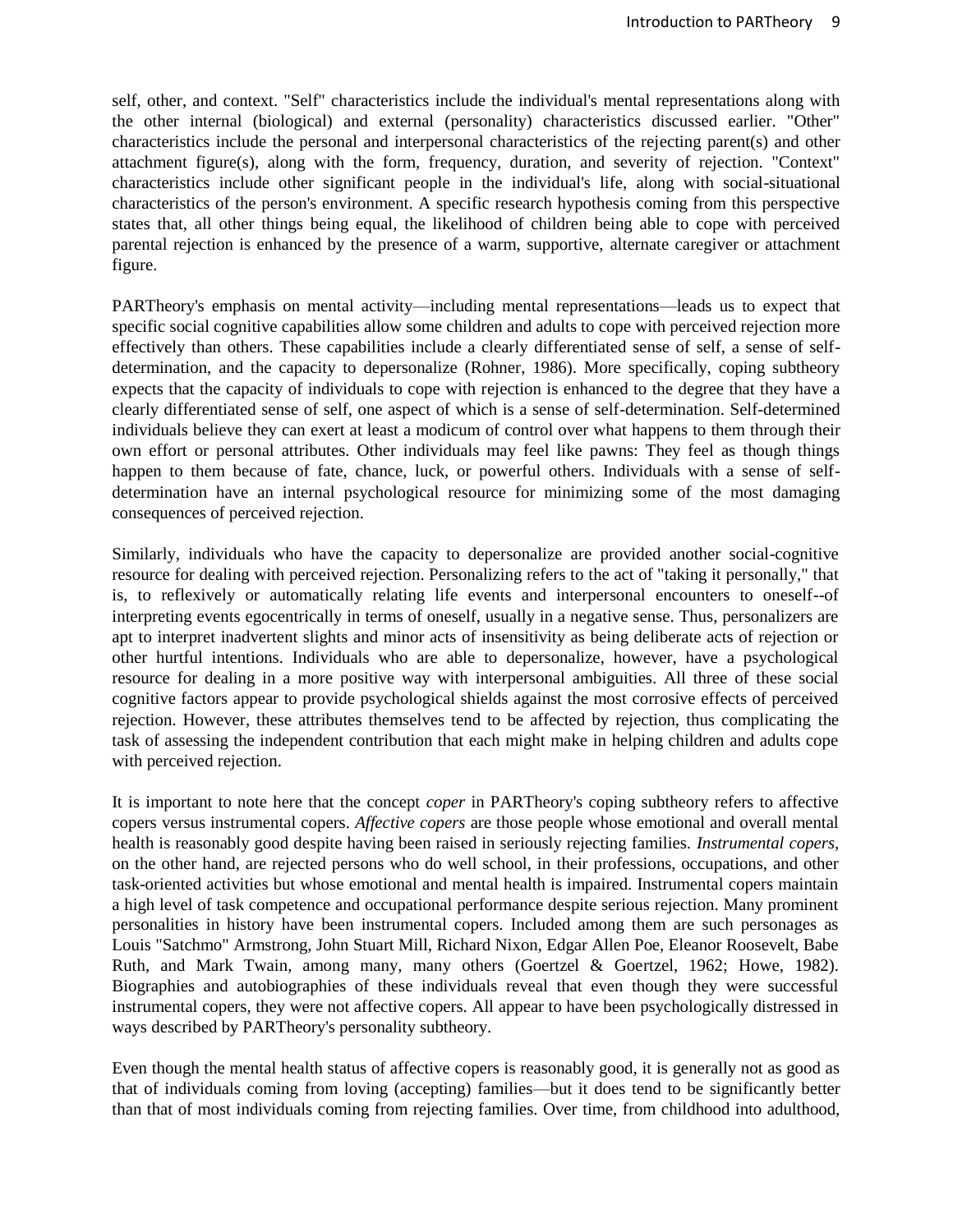self, other, and context. "Self" characteristics include the individual's mental representations along with the other internal (biological) and external (personality) characteristics discussed earlier. "Other" characteristics include the personal and interpersonal characteristics of the rejecting parent(s) and other attachment figure(s), along with the form, frequency, duration, and severity of rejection. "Context" characteristics include other significant people in the individual's life, along with social-situational characteristics of the person's environment. A specific research hypothesis coming from this perspective states that, all other things being equal, the likelihood of children being able to cope with perceived parental rejection is enhanced by the presence of a warm, supportive, alternate caregiver or attachment figure.

PARTheory's emphasis on mental activity—including mental representations—leads us to expect that specific social cognitive capabilities allow some children and adults to cope with perceived rejection more effectively than others. These capabilities include a clearly differentiated sense of self, a sense of self-determination, and the capacity to depersonalize (Rohner, 1986). More specifically, coping subtheory expects that the capacity of individuals to cope with rejection is enhanced to the degree that they have a clearly differentiated sense of self, one aspect of which is a sense of self-determination. Self-determined individuals believe they can exert at least a modicum of control over what happens to them through their own effort or personal attributes. Other individuals may feel like pawns: They feel as though things happen to them because of fate, chance, luck, or powerful others. Individuals with a sense of self-determination have an internal psychological resource for minimizing some of the most damaging consequences of perceived rejection.

Similarly, individuals who have the capacity to depersonalize are provided another social-cognitive resource for dealing with perceived rejection. Personalizing refers to the act of "taking it personally," that is, to reflexively or automatically relating life events and interpersonal encounters to oneself--of interpreting events egocentrically in terms of oneself, usually in a negative sense. Thus, personalizers are apt to interpret inadvertent slights and minor acts of insensitivity as being deliberate acts of rejection or other hurtful intentions. Individuals who are able to depersonalize, however, have a psychological resource for dealing in a more positive way with interpersonal ambiguities. All three of these social cognitive factors appear to provide psychological shields against the most corrosive effects of perceived rejection. However, these attributes themselves tend to be affected by rejection, thus complicating the task of assessing the independent contribution that each might make in helping children and adults cope with perceived rejection.

It is important to note here that the concept *coper* in PARTheory's coping subtheory refers to affective copers versus instrumental copers. *Affective copers* are those people whose emotional and overall mental health is reasonably good despite having been raised in seriously rejecting families. *Instrumental copers*, on the other hand, are rejected persons who do well school, in their professions, occupations, and other task-oriented activities but whose emotional and mental health is impaired. Instrumental copers maintain a high level of task competence and occupational performance despite serious rejection. Many prominent personalities in history have been instrumental copers. Included among them are such personages as Louis "Satchmo" Armstrong, John Stuart Mill, Richard Nixon, Edgar Allen Poe, Eleanor Roosevelt, Babe Ruth, and Mark Twain, among many, many others (Goertzel & Goertzel, 1962; Howe, 1982). Biographies and autobiographies of these individuals reveal that even though they were successful instrumental copers, they were not affective copers. All appear to have been psychologically distressed in ways described by PARTheory's personality subtheory.

Even though the mental health status of affective copers is reasonably good, it is generally not as good as that of individuals coming from loving (accepting) families—but it does tend to be significantly better than that of most individuals coming from rejecting families. Over time, from childhood into adulthood,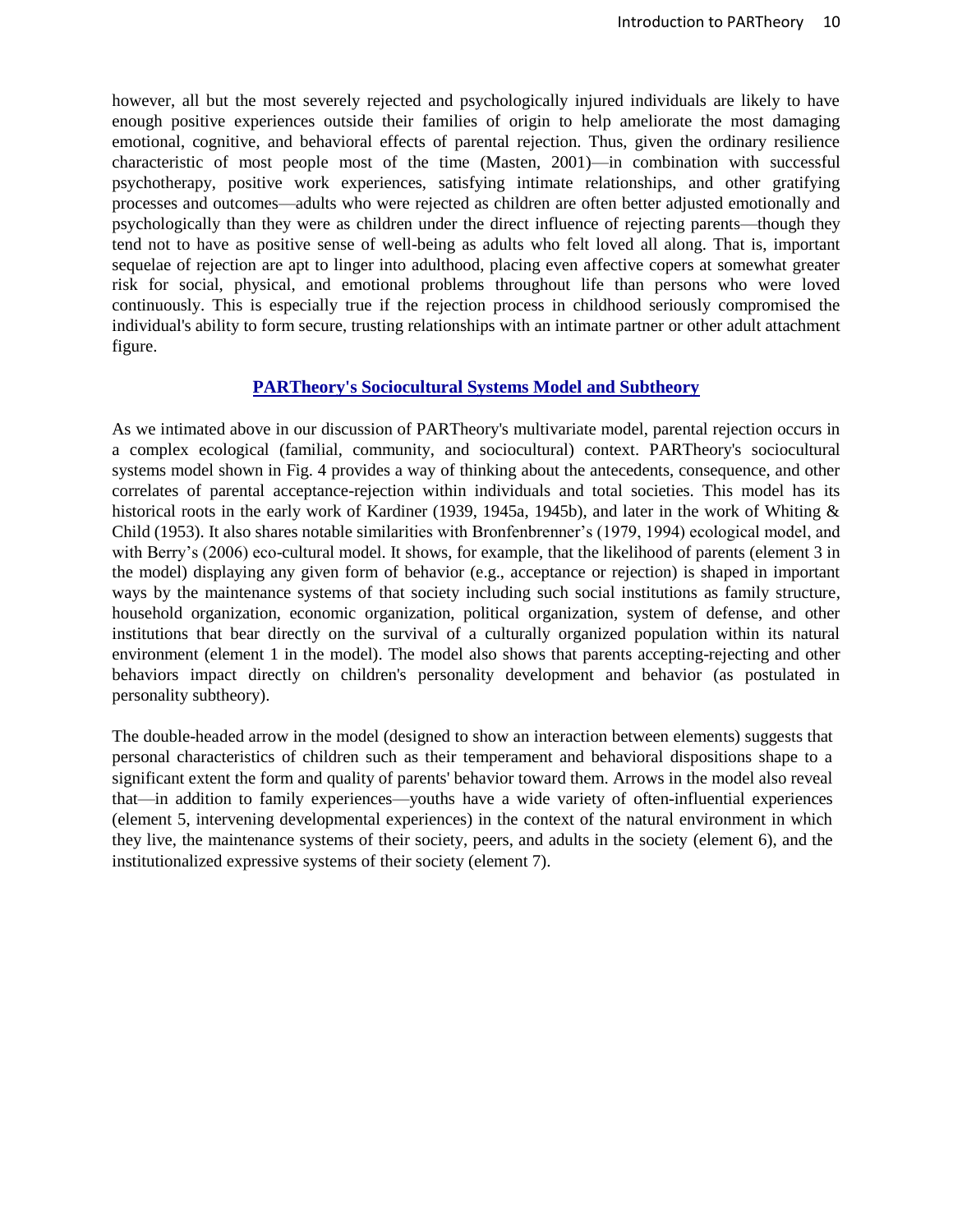however, all but the most severely rejected and psychologically injured individuals are likely to have enough positive experiences outside their families of origin to help ameliorate the most damaging emotional, cognitive, and behavioral effects of parental rejection. Thus, given the ordinary resilience characteristic of most people most of the time (Masten, 2001)—in combination with successful psychotherapy, positive work experiences, satisfying intimate relationships, and other gratifying processes and outcomes—adults who were rejected as children are often better adjusted emotionally and psychologically than they were as children under the direct influence of rejecting parents—though they tend not to have as positive sense of well-being as adults who felt loved all along. That is, important sequelae of rejection are apt to linger into adulthood, placing even affective copers at somewhat greater risk for social, physical, and emotional problems throughout life than persons who were loved continuously. This is especially true if the rejection process in childhood seriously compromised the individual's ability to form secure, trusting relationships with an intimate partner or other adult attachment figure.

## PARTheory's Sociocultural Systems Model and Subtheory

As we intimated above in our discussion of PARTheory's multivariate model, parental rejection occurs in a complex ecological (familial, community, and sociocultural) context. PARTheory's sociocultural systems model shown in Fig. 4 provides a way of thinking about the antecedents, consequence, and other correlates of parental acceptance-rejection within individuals and total societies. This model has its historical roots in the early work of Kardiner (1939, 1945a, 1945b), and later in the work of Whiting & Child (1953). It also shares notable similarities with Bronfenbrenner's (1979, 1994) ecological model, and with Berry's (2006) eco-cultural model. It shows, for example, that the likelihood of parents (element 3 in the model) displaying any given form of behavior (e.g., acceptance or rejection) is shaped in important ways by the maintenance systems of that society including such social institutions as family structure, household organization, economic organization, political organization, system of defense, and other institutions that bear directly on the survival of a culturally organized population within its natural environment (element 1 in the model). The model also shows that parents accepting-rejecting and other behaviors impact directly on children's personality development and behavior (as postulated in personality subtheory).

The double-headed arrow in the model (designed to show an interaction between elements) suggests that personal characteristics of children such as their temperament and behavioral dispositions shape to a significant extent the form and quality of parents' behavior toward them. Arrows in the model also reveal that—in addition to family experiences—youths have a wide variety of often-influential experiences (element 5, intervening developmental experiences) in the context of the natural environment in which they live, the maintenance systems of their society, peers, and adults in the society (element 6), and the institutionalized expressive systems of their society (element 7).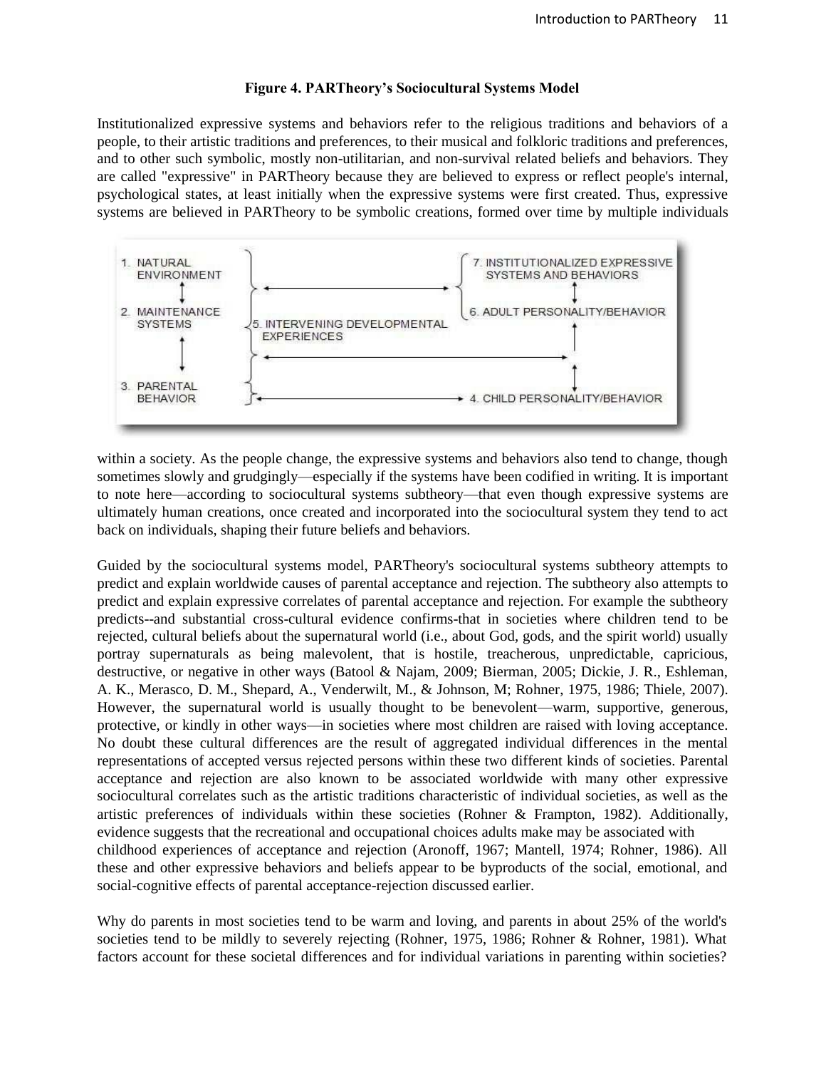**Figure 4. PARTheory's Sociocultural Systems Model**

Institutionalized expressive systems and behaviors refer to the religious traditions and behaviors of a people, to their artistic traditions and preferences, to their musical and folkloric traditions and preferences, and to other such symbolic, mostly non-utilitarian, and non-survival related beliefs and behaviors. They are called "expressive" in PARTheory because they are believed to express or reflect people's internal, psychological states, at least initially when the expressive systems were first created. Thus, expressive systems are believed in PARTheory to be symbolic creations, formed over time by multiple individuals

1. NATURAL ENVIRONMENT
2. MAINTENANCE SYSTEMS
3. PARENTAL BEHAVIOR
4. CHILD PERSONALITY/BEHAVIOR
5. INTERVENING DEVELOPMENTAL EXPERIENCES
6. ADULT PERSONALITY/BEHAVIOR
7. INSTITUTIONALIZED EXPRESSIVE SYSTEMS AND BEHAVIORS

within a society. As the people change, the expressive systems and behaviors also tend to change, though sometimes slowly and grudgingly—especially if the systems have been codified in writing. It is important to note here—according to sociocultural systems subtheory—that even though expressive systems are ultimately human creations, once created and incorporated into the sociocultural system they tend to act back on individuals, shaping their future beliefs and behaviors.

Guided by the sociocultural systems model, PARTheory's sociocultural systems subtheory attempts to predict and explain worldwide causes of parental acceptance and rejection. The subtheory also attempts to predict and explain expressive correlates of parental acceptance and rejection. For example the subtheory predicts--and substantial cross-cultural evidence confirms-that in societies where children tend to be rejected, cultural beliefs about the supernatural world (i.e., about God, gods, and the spirit world) usually portray supernaturals as being malevolent, that is hostile, treacherous, unpredictable, capricious, destructive, or negative in other ways (Batool & Najam, 2009; Bierman, 2005; Dickie, J. R., Eshleman, A. K., Merasco, D. M., Shepard, A., Venderwilt, M., & Johnson, M; Rohner, 1975, 1986; Thiele, 2007). However, the supernatural world is usually thought to be benevolent—warm, supportive, generous, protective, or kindly in other ways—in societies where most children are raised with loving acceptance. No doubt these cultural differences are the result of aggregated individual differences in the mental representations of accepted versus rejected persons within these two different kinds of societies. Parental acceptance and rejection are also known to be associated worldwide with many other expressive sociocultural correlates such as the artistic traditions characteristic of individual societies, as well as the artistic preferences of individuals within these societies (Rohner & Frampton, 1982). Additionally, evidence suggests that the recreational and occupational choices adults make may be associated with childhood experiences of acceptance and rejection (Aronoff, 1967; Mantell, 1974; Rohner, 1986). All these and other expressive behaviors and beliefs appear to be byproducts of the social, emotional, and social-cognitive effects of parental acceptance-rejection discussed earlier.

Why do parents in most societies tend to be warm and loving, and parents in about 25% of the world's societies tend to be mildly to severely rejecting (Rohner, 1975, 1986; Rohner & Rohner, 1981). What factors account for these societal differences and for individual variations in parenting within societies?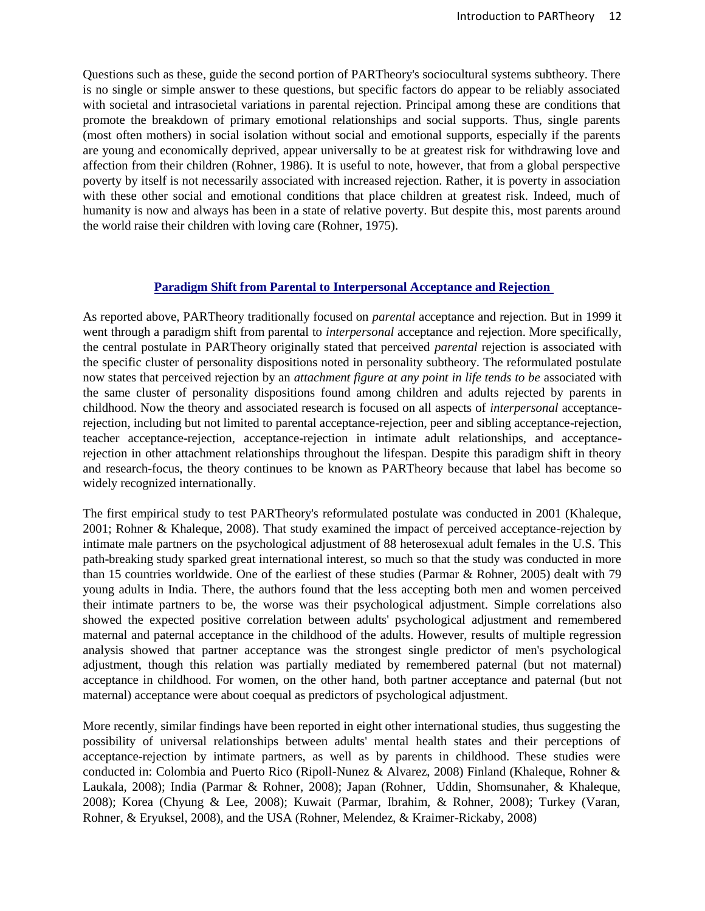Questions such as these, guide the second portion of PARTheory's sociocultural systems subtheory. There is no single or simple answer to these questions, but specific factors do appear to be reliably associated with societal and intrasocietal variations in parental rejection. Principal among these are conditions that promote the breakdown of primary emotional relationships and social supports. Thus, single parents (most often mothers) in social isolation without social and emotional supports, especially if the parents are young and economically deprived, appear universally to be at greatest risk for withdrawing love and affection from their children (Rohner, 1986). It is useful to note, however, that from a global perspective poverty by itself is not necessarily associated with increased rejection. Rather, it is poverty in association with these other social and emotional conditions that place children at greatest risk. Indeed, much of humanity is now and always has been in a state of relative poverty. But despite this, most parents around the world raise their children with loving care (Rohner, 1975).

## Paradigm Shift from Parental to Interpersonal Acceptance and Rejection

As reported above, PARTheory traditionally focused on *parental* acceptance and rejection. But in 1999 it went through a paradigm shift from parental to *interpersonal* acceptance and rejection. More specifically, the central postulate in PARTheory originally stated that perceived *parental* rejection is associated with the specific cluster of personality dispositions noted in personality subtheory. The reformulated postulate now states that perceived rejection by an *attachment figure at any point in life tends to be* associated with the same cluster of personality dispositions found among children and adults rejected by parents in childhood. Now the theory and associated research is focused on all aspects of *interpersonal* acceptance-rejection, including but not limited to parental acceptance-rejection, peer and sibling acceptance-rejection, teacher acceptance-rejection, acceptance-rejection in intimate adult relationships, and acceptance-rejection in other attachment relationships throughout the lifespan. Despite this paradigm shift in theory and research-focus, the theory continues to be known as PARTheory because that label has become so widely recognized internationally.

The first empirical study to test PARTheory's reformulated postulate was conducted in 2001 (Khaleque, 2001; Rohner & Khaleque, 2008). That study examined the impact of perceived acceptance-rejection by intimate male partners on the psychological adjustment of 88 heterosexual adult females in the U.S. This path-breaking study sparked great international interest, so much so that the study was conducted in more than 15 countries worldwide. One of the earliest of these studies (Parmar & Rohner, 2005) dealt with 79 young adults in India. There, the authors found that the less accepting both men and women perceived their intimate partners to be, the worse was their psychological adjustment. Simple correlations also showed the expected positive correlation between adults' psychological adjustment and remembered maternal and paternal acceptance in the childhood of the adults. However, results of multiple regression analysis showed that partner acceptance was the strongest single predictor of men's psychological adjustment, though this relation was partially mediated by remembered paternal (but not maternal) acceptance in childhood. For women, on the other hand, both partner acceptance and paternal (but not maternal) acceptance were about coequal as predictors of psychological adjustment.

More recently, similar findings have been reported in eight other international studies, thus suggesting the possibility of universal relationships between adults' mental health states and their perceptions of acceptance-rejection by intimate partners, as well as by parents in childhood. These studies were conducted in: Colombia and Puerto Rico (Ripoll-Nunez & Alvarez, 2008) Finland (Khaleque, Rohner & Laukala, 2008); India (Parmar & Rohner, 2008); Japan (Rohner, Uddin, Shomsunaher, & Khaleque, 2008); Korea (Chyung & Lee, 2008); Kuwait (Parmar, Ibrahim, & Rohner, 2008); Turkey (Varan, Rohner, & Eryuksel, 2008), and the USA (Rohner, Melendez, & Kraimer-Rickaby, 2008)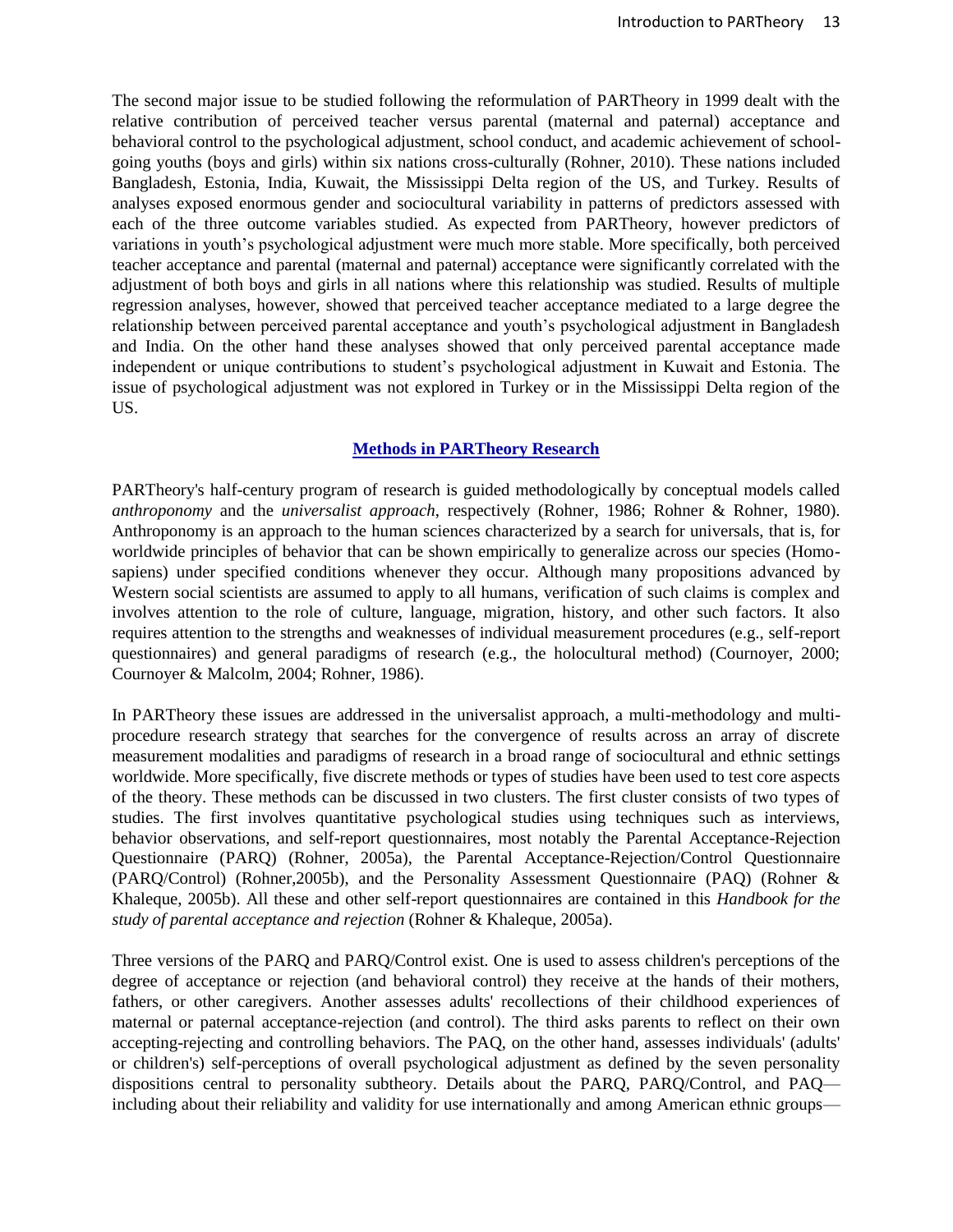The second major issue to be studied following the reformulation of PARTheory in 1999 dealt with the relative contribution of perceived teacher versus parental (maternal and paternal) acceptance and behavioral control to the psychological adjustment, school conduct, and academic achievement of school-going youths (boys and girls) within six nations cross-culturally (Rohner, 2010). These nations included Bangladesh, Estonia, India, Kuwait, the Mississippi Delta region of the US, and Turkey. Results of analyses exposed enormous gender and sociocultural variability in patterns of predictors assessed with each of the three outcome variables studied. As expected from PARTheory, however predictors of variations in youth's psychological adjustment were much more stable. More specifically, both perceived teacher acceptance and parental (maternal and paternal) acceptance were significantly correlated with the adjustment of both boys and girls in all nations where this relationship was studied. Results of multiple regression analyses, however, showed that perceived teacher acceptance mediated to a large degree the relationship between perceived parental acceptance and youth's psychological adjustment in Bangladesh and India. On the other hand these analyses showed that only perceived parental acceptance made independent or unique contributions to student's psychological adjustment in Kuwait and Estonia. The issue of psychological adjustment was not explored in Turkey or in the Mississippi Delta region of the US.

## Methods in PARTheory Research

PARTheory's half-century program of research is guided methodologically by conceptual models called *anthroponomy* and the *universalist approach*, respectively (Rohner, 1986; Rohner & Rohner, 1980). Anthroponomy is an approach to the human sciences characterized by a search for universals, that is, for worldwide principles of behavior that can be shown empirically to generalize across our species (Homo-sapiens) under specified conditions whenever they occur. Although many propositions advanced by Western social scientists are assumed to apply to all humans, verification of such claims is complex and involves attention to the role of culture, language, migration, history, and other such factors. It also requires attention to the strengths and weaknesses of individual measurement procedures (e.g., self-report questionnaires) and general paradigms of research (e.g., the holocultural method) (Cournoyer, 2000; Cournoyer & Malcolm, 2004; Rohner, 1986).

In PARTheory these issues are addressed in the universalist approach, a multi-methodology and multi-procedure research strategy that searches for the convergence of results across an array of discrete measurement modalities and paradigms of research in a broad range of sociocultural and ethnic settings worldwide. More specifically, five discrete methods or types of studies have been used to test core aspects of the theory. These methods can be discussed in two clusters. The first cluster consists of two types of studies. The first involves quantitative psychological studies using techniques such as interviews, behavior observations, and self-report questionnaires, most notably the Parental Acceptance-Rejection Questionnaire (PARQ) (Rohner, 2005a), the Parental Acceptance-Rejection/Control Questionnaire (PARQ/Control) (Rohner,2005b), and the Personality Assessment Questionnaire (PAQ) (Rohner & Khaleque, 2005b). All these and other self-report questionnaires are contained in this *Handbook for the study of parental acceptance and rejection* (Rohner & Khaleque, 2005a).

Three versions of the PARQ and PARQ/Control exist. One is used to assess children's perceptions of the degree of acceptance or rejection (and behavioral control) they receive at the hands of their mothers, fathers, or other caregivers. Another assesses adults' recollections of their childhood experiences of maternal or paternal acceptance-rejection (and control). The third asks parents to reflect on their own accepting-rejecting and controlling behaviors. The PAQ, on the other hand, assesses individuals' (adults' or children's) self-perceptions of overall psychological adjustment as defined by the seven personality dispositions central to personality subtheory. Details about the PARQ, PARQ/Control, and PAQ—including about their reliability and validity for use internationally and among American ethnic groups—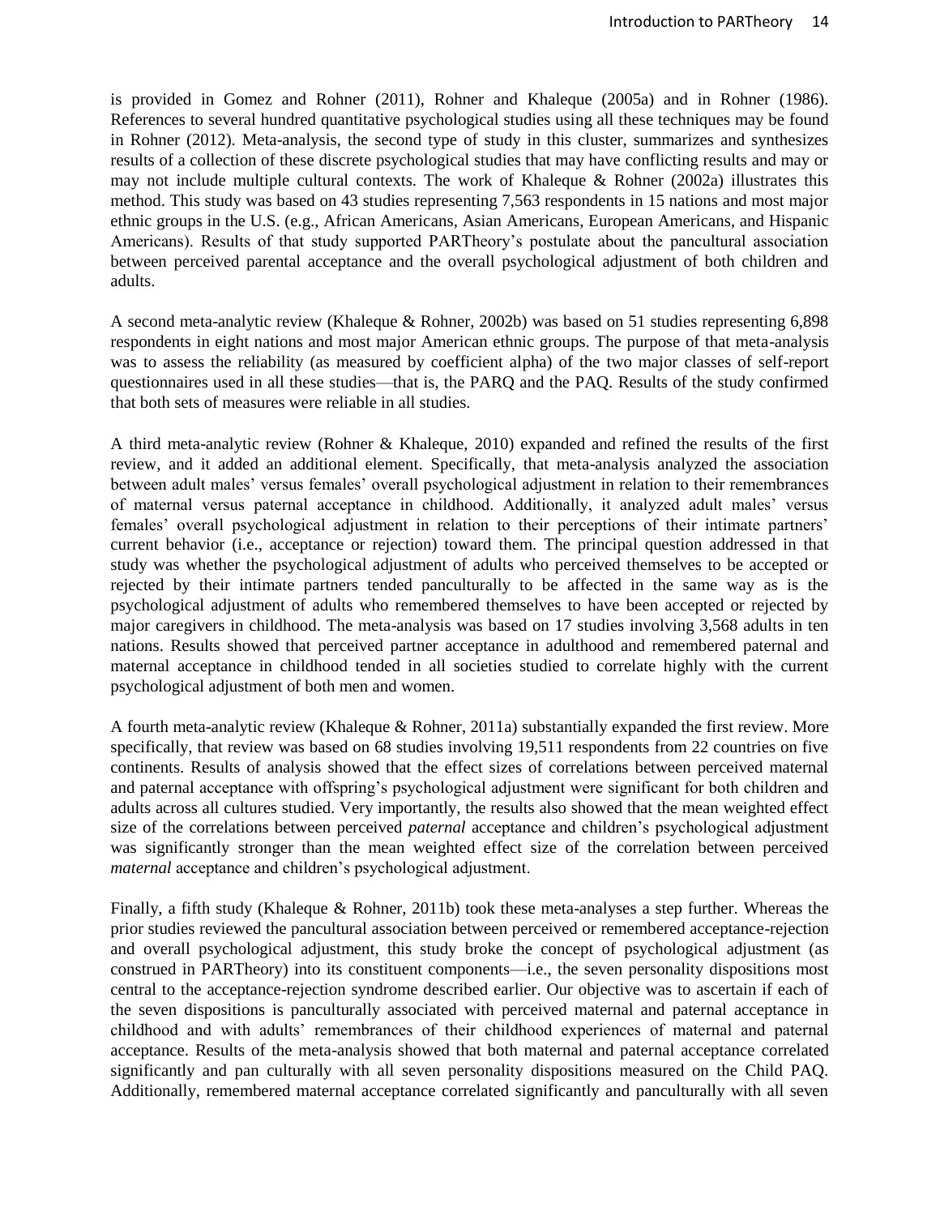is provided in Gomez and Rohner (2011), Rohner and Khaleque (2005a) and in Rohner (1986). References to several hundred quantitative psychological studies using all these techniques may be found in Rohner (2012). Meta-analysis, the second type of study in this cluster, summarizes and synthesizes results of a collection of these discrete psychological studies that may have conflicting results and may or may not include multiple cultural contexts. The work of Khaleque & Rohner (2002a) illustrates this method. This study was based on 43 studies representing 7,563 respondents in 15 nations and most major ethnic groups in the U.S. (e.g., African Americans, Asian Americans, European Americans, and Hispanic Americans). Results of that study supported PARTheory's postulate about the pancultural association between perceived parental acceptance and the overall psychological adjustment of both children and adults.

A second meta-analytic review (Khaleque & Rohner, 2002b) was based on 51 studies representing 6,898 respondents in eight nations and most major American ethnic groups. The purpose of that meta-analysis was to assess the reliability (as measured by coefficient alpha) of the two major classes of self-report questionnaires used in all these studies—that is, the PARQ and the PAQ. Results of the study confirmed that both sets of measures were reliable in all studies.

A third meta-analytic review (Rohner & Khaleque, 2010) expanded and refined the results of the first review, and it added an additional element. Specifically, that meta-analysis analyzed the association between adult males' versus females' overall psychological adjustment in relation to their remembrances of maternal versus paternal acceptance in childhood. Additionally, it analyzed adult males' versus females' overall psychological adjustment in relation to their perceptions of their intimate partners' current behavior (i.e., acceptance or rejection) toward them. The principal question addressed in that study was whether the psychological adjustment of adults who perceived themselves to be accepted or rejected by their intimate partners tended panculturally to be affected in the same way as is the psychological adjustment of adults who remembered themselves to have been accepted or rejected by major caregivers in childhood. The meta-analysis was based on 17 studies involving 3,568 adults in ten nations. Results showed that perceived partner acceptance in adulthood and remembered paternal and maternal acceptance in childhood tended in all societies studied to correlate highly with the current psychological adjustment of both men and women.

A fourth meta-analytic review (Khaleque & Rohner, 2011a) substantially expanded the first review. More specifically, that review was based on 68 studies involving 19,511 respondents from 22 countries on five continents. Results of analysis showed that the effect sizes of correlations between perceived maternal and paternal acceptance with offspring's psychological adjustment were significant for both children and adults across all cultures studied. Very importantly, the results also showed that the mean weighted effect size of the correlations between perceived *paternal* acceptance and children's psychological adjustment was significantly stronger than the mean weighted effect size of the correlation between perceived *maternal* acceptance and children's psychological adjustment.

Finally, a fifth study (Khaleque & Rohner, 2011b) took these meta-analyses a step further. Whereas the prior studies reviewed the pancultural association between perceived or remembered acceptance-rejection and overall psychological adjustment, this study broke the concept of psychological adjustment (as construed in PARTheory) into its constituent components—i.e., the seven personality dispositions most central to the acceptance-rejection syndrome described earlier. Our objective was to ascertain if each of the seven dispositions is panculturally associated with perceived maternal and paternal acceptance in childhood and with adults' remembrances of their childhood experiences of maternal and paternal acceptance. Results of the meta-analysis showed that both maternal and paternal acceptance correlated significantly and pan culturally with all seven personality dispositions measured on the Child PAQ. Additionally, remembered maternal acceptance correlated significantly and panculturally with all seven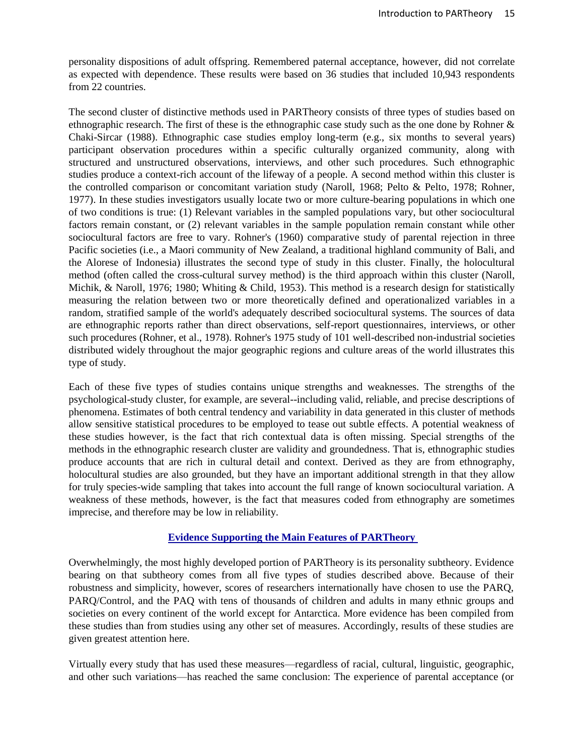personality dispositions of adult offspring. Remembered paternal acceptance, however, did not correlate as expected with dependence. These results were based on 36 studies that included 10,943 respondents from 22 countries.

The second cluster of distinctive methods used in PARTheory consists of three types of studies based on ethnographic research. The first of these is the ethnographic case study such as the one done by Rohner & Chaki-Sircar (1988). Ethnographic case studies employ long-term (e.g., six months to several years) participant observation procedures within a specific culturally organized community, along with structured and unstructured observations, interviews, and other such procedures. Such ethnographic studies produce a context-rich account of the lifeway of a people. A second method within this cluster is the controlled comparison or concomitant variation study (Naroll, 1968; Pelto & Pelto, 1978; Rohner, 1977). In these studies investigators usually locate two or more culture-bearing populations in which one of two conditions is true: (1) Relevant variables in the sampled populations vary, but other sociocultural factors remain constant, or (2) relevant variables in the sample population remain constant while other sociocultural factors are free to vary. Rohner's (1960) comparative study of parental rejection in three Pacific societies (i.e., a Maori community of New Zealand, a traditional highland community of Bali, and the Alorese of Indonesia) illustrates the second type of study in this cluster. Finally, the holocultural method (often called the cross-cultural survey method) is the third approach within this cluster (Naroll, Michik, & Naroll, 1976; 1980; Whiting & Child, 1953). This method is a research design for statistically measuring the relation between two or more theoretically defined and operationalized variables in a random, stratified sample of the world's adequately described sociocultural systems. The sources of data are ethnographic reports rather than direct observations, self-report questionnaires, interviews, or other such procedures (Rohner, et al., 1978). Rohner's 1975 study of 101 well-described non-industrial societies distributed widely throughout the major geographic regions and culture areas of the world illustrates this type of study.

Each of these five types of studies contains unique strengths and weaknesses. The strengths of the psychological-study cluster, for example, are several--including valid, reliable, and precise descriptions of phenomena. Estimates of both central tendency and variability in data generated in this cluster of methods allow sensitive statistical procedures to be employed to tease out subtle effects. A potential weakness of these studies however, is the fact that rich contextual data is often missing. Special strengths of the methods in the ethnographic research cluster are validity and groundedness. That is, ethnographic studies produce accounts that are rich in cultural detail and context. Derived as they are from ethnography, holocultural studies are also grounded, but they have an important additional strength in that they allow for truly species-wide sampling that takes into account the full range of known sociocultural variation. A weakness of these methods, however, is the fact that measures coded from ethnography are sometimes imprecise, and therefore may be low in reliability.

## Evidence Supporting the Main Features of PARTheory

Overwhelmingly, the most highly developed portion of PARTheory is its personality subtheory. Evidence bearing on that subtheory comes from all five types of studies described above. Because of their robustness and simplicity, however, scores of researchers internationally have chosen to use the PARQ, PARQ/Control, and the PAQ with tens of thousands of children and adults in many ethnic groups and societies on every continent of the world except for Antarctica. More evidence has been compiled from these studies than from studies using any other set of measures. Accordingly, results of these studies are given greatest attention here.

Virtually every study that has used these measures—regardless of racial, cultural, linguistic, geographic, and other such variations—has reached the same conclusion: The experience of parental acceptance (or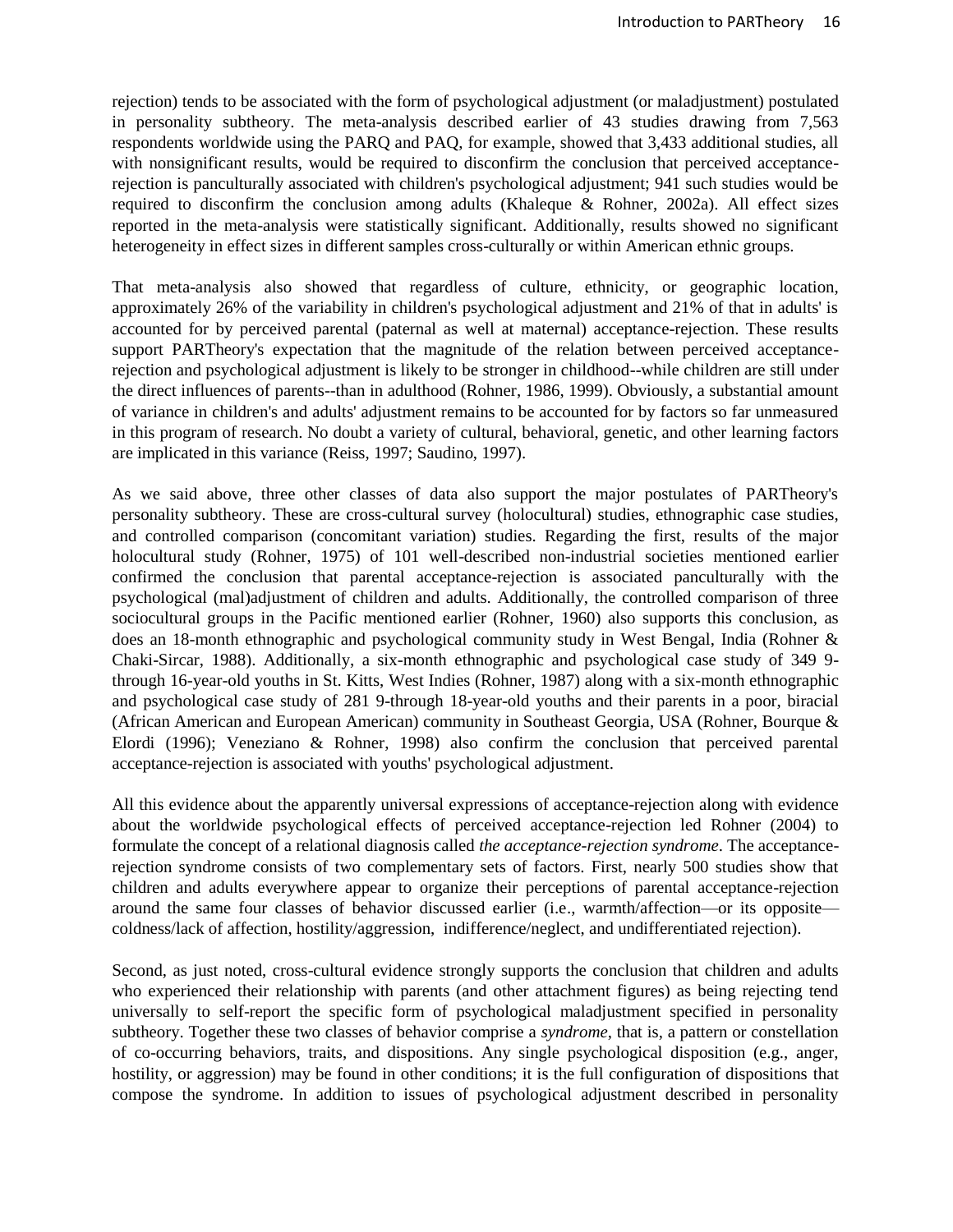rejection) tends to be associated with the form of psychological adjustment (or maladjustment) postulated in personality subtheory. The meta-analysis described earlier of 43 studies drawing from 7,563 respondents worldwide using the PARQ and PAQ, for example, showed that 3,433 additional studies, all with nonsignificant results, would be required to disconfirm the conclusion that perceived acceptance-rejection is panculturally associated with children's psychological adjustment; 941 such studies would be required to disconfirm the conclusion among adults (Khaleque & Rohner, 2002a). All effect sizes reported in the meta-analysis were statistically significant. Additionally, results showed no significant heterogeneity in effect sizes in different samples cross-culturally or within American ethnic groups.

That meta-analysis also showed that regardless of culture, ethnicity, or geographic location, approximately 26% of the variability in children's psychological adjustment and 21% of that in adults' is accounted for by perceived parental (paternal as well at maternal) acceptance-rejection. These results support PARTheory's expectation that the magnitude of the relation between perceived acceptance-rejection and psychological adjustment is likely to be stronger in childhood--while children are still under the direct influences of parents--than in adulthood (Rohner, 1986, 1999). Obviously, a substantial amount of variance in children's and adults' adjustment remains to be accounted for by factors so far unmeasured in this program of research. No doubt a variety of cultural, behavioral, genetic, and other learning factors are implicated in this variance (Reiss, 1997; Saudino, 1997).

As we said above, three other classes of data also support the major postulates of PARTheory's personality subtheory. These are cross-cultural survey (holocultural) studies, ethnographic case studies, and controlled comparison (concomitant variation) studies. Regarding the first, results of the major holocultural study (Rohner, 1975) of 101 well-described non-industrial societies mentioned earlier confirmed the conclusion that parental acceptance-rejection is associated panculturally with the psychological (mal)adjustment of children and adults. Additionally, the controlled comparison of three sociocultural groups in the Pacific mentioned earlier (Rohner, 1960) also supports this conclusion, as does an 18-month ethnographic and psychological community study in West Bengal, India (Rohner & Chaki-Sircar, 1988). Additionally, a six-month ethnographic and psychological case study of 349 9-through 16-year-old youths in St. Kitts, West Indies (Rohner, 1987) along with a six-month ethnographic and psychological case study of 281 9-through 18-year-old youths and their parents in a poor, biracial (African American and European American) community in Southeast Georgia, USA (Rohner, Bourque & Elordi (1996); Veneziano & Rohner, 1998) also confirm the conclusion that perceived parental acceptance-rejection is associated with youths' psychological adjustment.

All this evidence about the apparently universal expressions of acceptance-rejection along with evidence about the worldwide psychological effects of perceived acceptance-rejection led Rohner (2004) to formulate the concept of a relational diagnosis called *the acceptance-rejection syndrome*. The acceptance-rejection syndrome consists of two complementary sets of factors. First, nearly 500 studies show that children and adults everywhere appear to organize their perceptions of parental acceptance-rejection around the same four classes of behavior discussed earlier (i.e., warmth/affection—or its opposite—coldness/lack of affection, hostility/aggression, indifference/neglect, and undifferentiated rejection).

Second, as just noted, cross-cultural evidence strongly supports the conclusion that children and adults who experienced their relationship with parents (and other attachment figures) as being rejecting tend universally to self-report the specific form of psychological maladjustment specified in personality subtheory. Together these two classes of behavior comprise a *syndrome*, that is, a pattern or constellation of co-occurring behaviors, traits, and dispositions. Any single psychological disposition (e.g., anger, hostility, or aggression) may be found in other conditions; it is the full configuration of dispositions that compose the syndrome. In addition to issues of psychological adjustment described in personality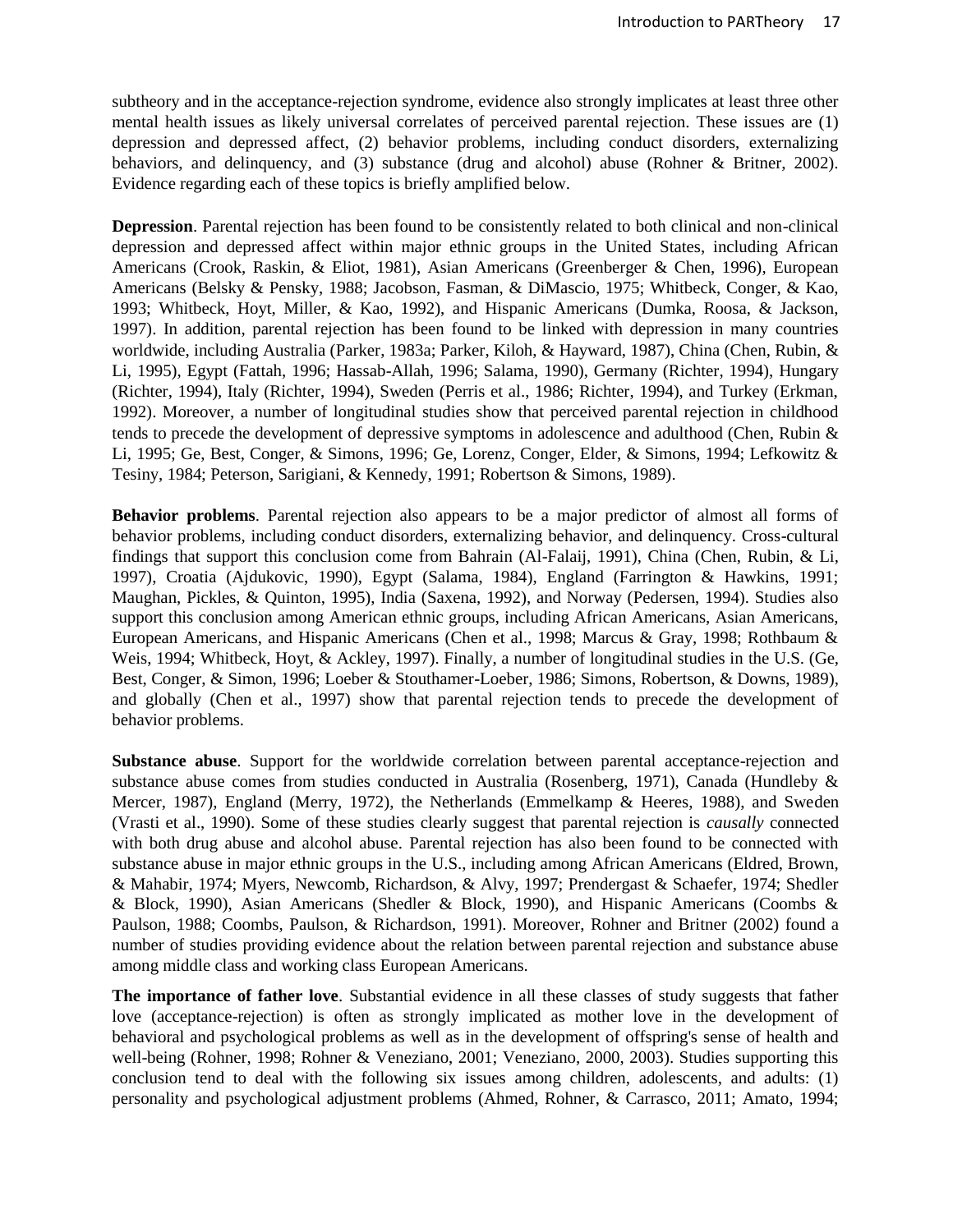subtheory and in the acceptance-rejection syndrome, evidence also strongly implicates at least three other mental health issues as likely universal correlates of perceived parental rejection. These issues are (1) depression and depressed affect, (2) behavior problems, including conduct disorders, externalizing behaviors, and delinquency, and (3) substance (drug and alcohol) abuse (Rohner & Britner, 2002). Evidence regarding each of these topics is briefly amplified below.

**Depression**. Parental rejection has been found to be consistently related to both clinical and non-clinical depression and depressed affect within major ethnic groups in the United States, including African Americans (Crook, Raskin, & Eliot, 1981), Asian Americans (Greenberger & Chen, 1996), European Americans (Belsky & Pensky, 1988; Jacobson, Fasman, & DiMascio, 1975; Whitbeck, Conger, & Kao, 1993; Whitbeck, Hoyt, Miller, & Kao, 1992), and Hispanic Americans (Dumka, Roosa, & Jackson, 1997). In addition, parental rejection has been found to be linked with depression in many countries worldwide, including Australia (Parker, 1983a; Parker, Kiloh, & Hayward, 1987), China (Chen, Rubin, & Li, 1995), Egypt (Fattah, 1996; Hassab-Allah, 1996; Salama, 1990), Germany (Richter, 1994), Hungary (Richter, 1994), Italy (Richter, 1994), Sweden (Perris et al., 1986; Richter, 1994), and Turkey (Erkman, 1992). Moreover, a number of longitudinal studies show that perceived parental rejection in childhood tends to precede the development of depressive symptoms in adolescence and adulthood (Chen, Rubin & Li, 1995; Ge, Best, Conger, & Simons, 1996; Ge, Lorenz, Conger, Elder, & Simons, 1994; Lefkowitz & Tesiny, 1984; Peterson, Sarigiani, & Kennedy, 1991; Robertson & Simons, 1989).

**Behavior problems**. Parental rejection also appears to be a major predictor of almost all forms of behavior problems, including conduct disorders, externalizing behavior, and delinquency. Cross-cultural findings that support this conclusion come from Bahrain (Al-Falaij, 1991), China (Chen, Rubin, & Li, 1997), Croatia (Ajdukovic, 1990), Egypt (Salama, 1984), England (Farrington & Hawkins, 1991; Maughan, Pickles, & Quinton, 1995), India (Saxena, 1992), and Norway (Pedersen, 1994). Studies also support this conclusion among American ethnic groups, including African Americans, Asian Americans, European Americans, and Hispanic Americans (Chen et al., 1998; Marcus & Gray, 1998; Rothbaum & Weis, 1994; Whitbeck, Hoyt, & Ackley, 1997). Finally, a number of longitudinal studies in the U.S. (Ge, Best, Conger, & Simon, 1996; Loeber & Stouthamer-Loeber, 1986; Simons, Robertson, & Downs, 1989), and globally (Chen et al., 1997) show that parental rejection tends to precede the development of behavior problems.

**Substance abuse**. Support for the worldwide correlation between parental acceptance-rejection and substance abuse comes from studies conducted in Australia (Rosenberg, 1971), Canada (Hundleby & Mercer, 1987), England (Merry, 1972), the Netherlands (Emmelkamp & Heeres, 1988), and Sweden (Vrasti et al., 1990). Some of these studies clearly suggest that parental rejection is *causally* connected with both drug abuse and alcohol abuse. Parental rejection has also been found to be connected with substance abuse in major ethnic groups in the U.S., including among African Americans (Eldred, Brown, & Mahabir, 1974; Myers, Newcomb, Richardson, & Alvy, 1997; Prendergast & Schaefer, 1974; Shedler & Block, 1990), Asian Americans (Shedler & Block, 1990), and Hispanic Americans (Coombs & Paulson, 1988; Coombs, Paulson, & Richardson, 1991). Moreover, Rohner and Britner (2002) found a number of studies providing evidence about the relation between parental rejection and substance abuse among middle class and working class European Americans.

**The importance of father love**. Substantial evidence in all these classes of study suggests that father love (acceptance-rejection) is often as strongly implicated as mother love in the development of behavioral and psychological problems as well as in the development of offspring's sense of health and well-being (Rohner, 1998; Rohner & Veneziano, 2001; Veneziano, 2000, 2003). Studies supporting this conclusion tend to deal with the following six issues among children, adolescents, and adults: (1) personality and psychological adjustment problems (Ahmed, Rohner, & Carrasco, 2011; Amato, 1994;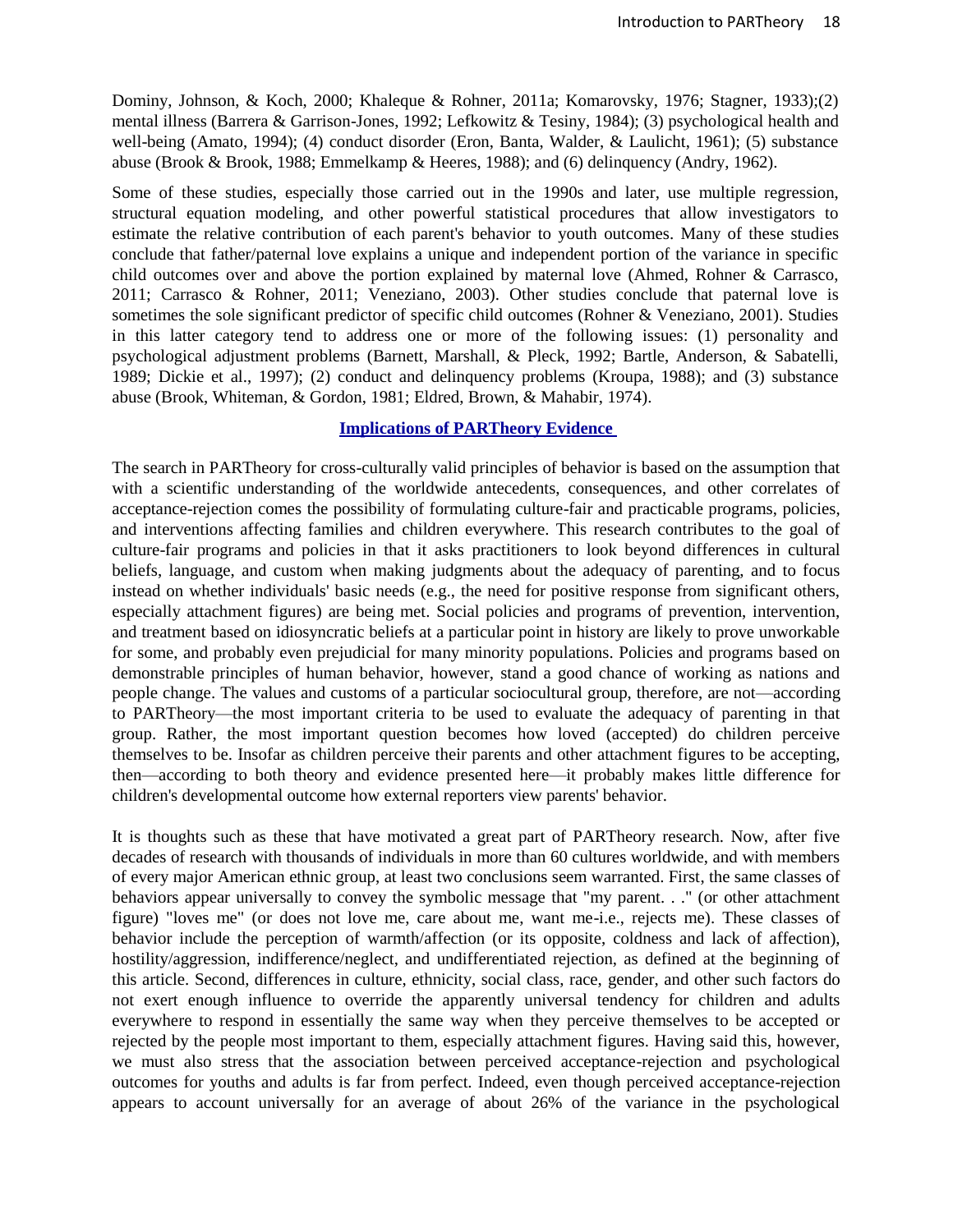Dominy, Johnson, & Koch, 2000; Khaleque & Rohner, 2011a; Komarovsky, 1976; Stagner, 1933);(2) mental illness (Barrera & Garrison-Jones, 1992; Lefkowitz & Tesiny, 1984); (3) psychological health and well-being (Amato, 1994); (4) conduct disorder (Eron, Banta, Walder, & Laulicht, 1961); (5) substance abuse (Brook & Brook, 1988; Emmelkamp & Heeres, 1988); and (6) delinquency (Andry, 1962).

Some of these studies, especially those carried out in the 1990s and later, use multiple regression, structural equation modeling, and other powerful statistical procedures that allow investigators to estimate the relative contribution of each parent's behavior to youth outcomes. Many of these studies conclude that father/paternal love explains a unique and independent portion of the variance in specific child outcomes over and above the portion explained by maternal love (Ahmed, Rohner & Carrasco, 2011; Carrasco & Rohner, 2011; Veneziano, 2003). Other studies conclude that paternal love is sometimes the sole significant predictor of specific child outcomes (Rohner & Veneziano, 2001). Studies in this latter category tend to address one or more of the following issues: (1) personality and psychological adjustment problems (Barnett, Marshall, & Pleck, 1992; Bartle, Anderson, & Sabatelli, 1989; Dickie et al., 1997); (2) conduct and delinquency problems (Kroupa, 1988); and (3) substance abuse (Brook, Whiteman, & Gordon, 1981; Eldred, Brown, & Mahabir, 1974).

## Implications of PARTheory Evidence

The search in PARTheory for cross-culturally valid principles of behavior is based on the assumption that with a scientific understanding of the worldwide antecedents, consequences, and other correlates of acceptance-rejection comes the possibility of formulating culture-fair and practicable programs, policies, and interventions affecting families and children everywhere. This research contributes to the goal of culture-fair programs and policies in that it asks practitioners to look beyond differences in cultural beliefs, language, and custom when making judgments about the adequacy of parenting, and to focus instead on whether individuals' basic needs (e.g., the need for positive response from significant others, especially attachment figures) are being met. Social policies and programs of prevention, intervention, and treatment based on idiosyncratic beliefs at a particular point in history are likely to prove unworkable for some, and probably even prejudicial for many minority populations. Policies and programs based on demonstrable principles of human behavior, however, stand a good chance of working as nations and people change. The values and customs of a particular sociocultural group, therefore, are not—according to PARTheory—the most important criteria to be used to evaluate the adequacy of parenting in that group. Rather, the most important question becomes how loved (accepted) do children perceive themselves to be. Insofar as children perceive their parents and other attachment figures to be accepting, then—according to both theory and evidence presented here—it probably makes little difference for children's developmental outcome how external reporters view parents' behavior.

It is thoughts such as these that have motivated a great part of PARTheory research. Now, after five decades of research with thousands of individuals in more than 60 cultures worldwide, and with members of every major American ethnic group, at least two conclusions seem warranted. First, the same classes of behaviors appear universally to convey the symbolic message that "my parent. . ." (or other attachment figure) "loves me" (or does not love me, care about me, want me-i.e., rejects me). These classes of behavior include the perception of warmth/affection (or its opposite, coldness and lack of affection), hostility/aggression, indifference/neglect, and undifferentiated rejection, as defined at the beginning of this article. Second, differences in culture, ethnicity, social class, race, gender, and other such factors do not exert enough influence to override the apparently universal tendency for children and adults everywhere to respond in essentially the same way when they perceive themselves to be accepted or rejected by the people most important to them, especially attachment figures. Having said this, however, we must also stress that the association between perceived acceptance-rejection and psychological outcomes for youths and adults is far from perfect. Indeed, even though perceived acceptance-rejection appears to account universally for an average of about 26% of the variance in the psychological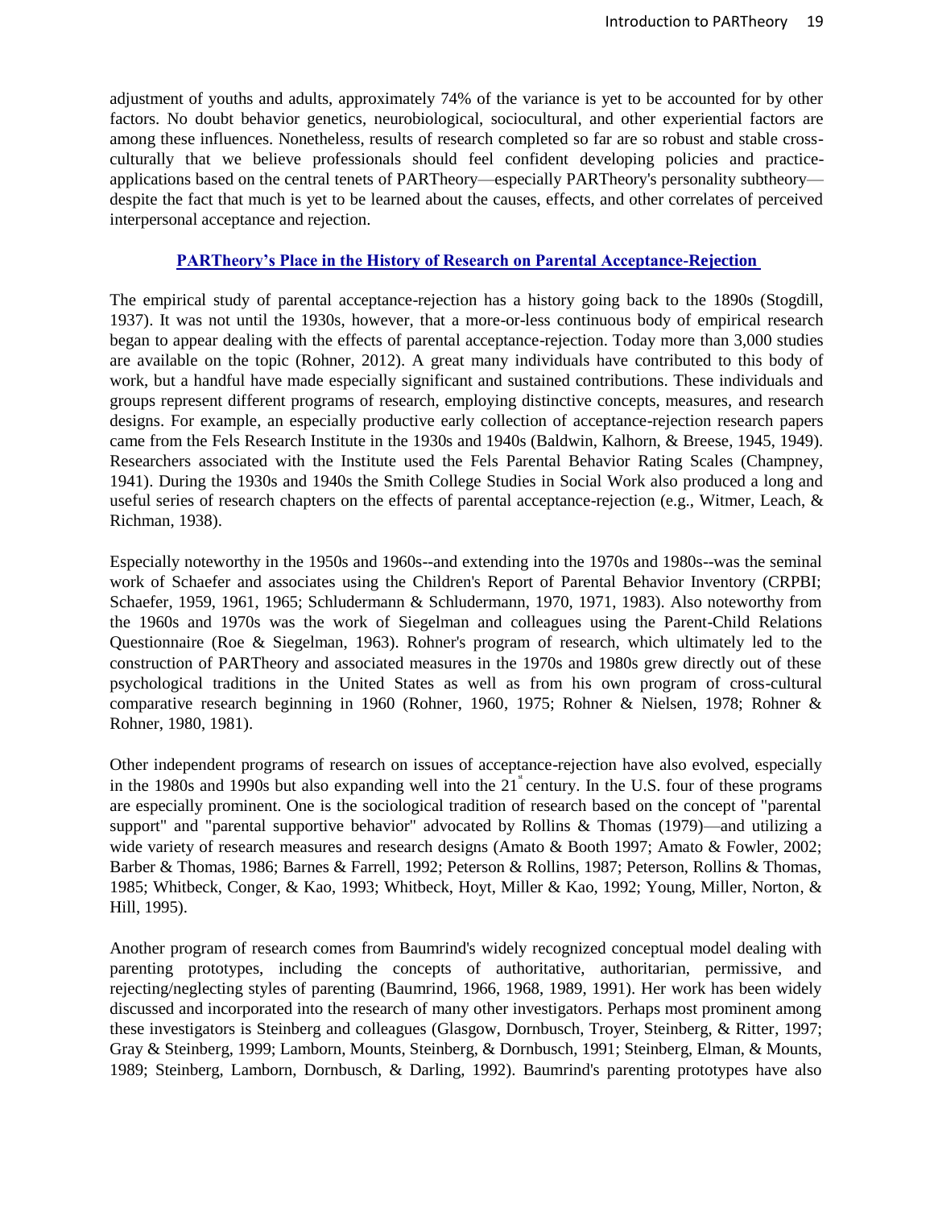adjustment of youths and adults, approximately 74% of the variance is yet to be accounted for by other factors. No doubt behavior genetics, neurobiological, sociocultural, and other experiential factors are among these influences. Nonetheless, results of research completed so far are so robust and stable cross-culturally that we believe professionals should feel confident developing policies and practice-applications based on the central tenets of PARTheory—especially PARTheory's personality subtheory—despite the fact that much is yet to be learned about the causes, effects, and other correlates of perceived interpersonal acceptance and rejection.

## PARTheory's Place in the History of Research on Parental Acceptance-Rejection

The empirical study of parental acceptance-rejection has a history going back to the 1890s (Stogdill, 1937). It was not until the 1930s, however, that a more-or-less continuous body of empirical research began to appear dealing with the effects of parental acceptance-rejection. Today more than 3,000 studies are available on the topic (Rohner, 2012). A great many individuals have contributed to this body of work, but a handful have made especially significant and sustained contributions. These individuals and groups represent different programs of research, employing distinctive concepts, measures, and research designs. For example, an especially productive early collection of acceptance-rejection research papers came from the Fels Research Institute in the 1930s and 1940s (Baldwin, Kalhorn, & Breese, 1945, 1949). Researchers associated with the Institute used the Fels Parental Behavior Rating Scales (Champney, 1941). During the 1930s and 1940s the Smith College Studies in Social Work also produced a long and useful series of research chapters on the effects of parental acceptance-rejection (e.g., Witmer, Leach, & Richman, 1938).

Especially noteworthy in the 1950s and 1960s--and extending into the 1970s and 1980s--was the seminal work of Schaefer and associates using the Children's Report of Parental Behavior Inventory (CRPBI; Schaefer, 1959, 1961, 1965; Schludermann & Schludermann, 1970, 1971, 1983). Also noteworthy from the 1960s and 1970s was the work of Siegelman and colleagues using the Parent-Child Relations Questionnaire (Roe & Siegelman, 1963). Rohner's program of research, which ultimately led to the construction of PARTheory and associated measures in the 1970s and 1980s grew directly out of these psychological traditions in the United States as well as from his own program of cross-cultural comparative research beginning in 1960 (Rohner, 1960, 1975; Rohner & Nielsen, 1978; Rohner & Rohner, 1980, 1981).

Other independent programs of research on issues of acceptance-rejection have also evolved, especially in the 1980s and 1990s but also expanding well into the 21st century. In the U.S. four of these programs are especially prominent. One is the sociological tradition of research based on the concept of "parental support" and "parental supportive behavior" advocated by Rollins & Thomas (1979)—and utilizing a wide variety of research measures and research designs (Amato & Booth 1997; Amato & Fowler, 2002; Barber & Thomas, 1986; Barnes & Farrell, 1992; Peterson & Rollins, 1987; Peterson, Rollins & Thomas, 1985; Whitbeck, Conger, & Kao, 1993; Whitbeck, Hoyt, Miller & Kao, 1992; Young, Miller, Norton, & Hill, 1995).

Another program of research comes from Baumrind's widely recognized conceptual model dealing with parenting prototypes, including the concepts of authoritative, authoritarian, permissive, and rejecting/neglecting styles of parenting (Baumrind, 1966, 1968, 1989, 1991). Her work has been widely discussed and incorporated into the research of many other investigators. Perhaps most prominent among these investigators is Steinberg and colleagues (Glasgow, Dornbusch, Troyer, Steinberg, & Ritter, 1997; Gray & Steinberg, 1999; Lamborn, Mounts, Steinberg, & Dornbusch, 1991; Steinberg, Elman, & Mounts, 1989; Steinberg, Lamborn, Dornbusch, & Darling, 1992). Baumrind's parenting prototypes have also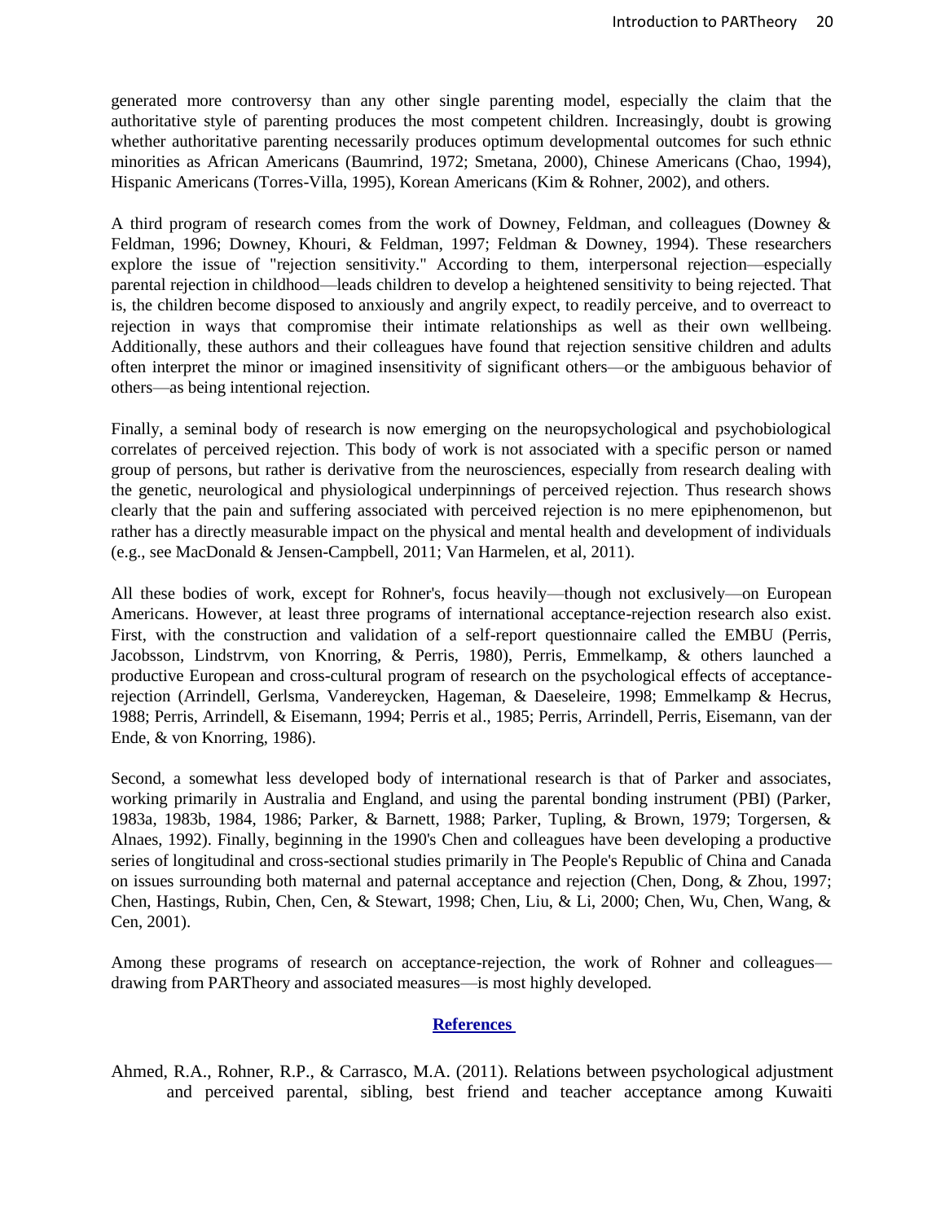generated more controversy than any other single parenting model, especially the claim that the authoritative style of parenting produces the most competent children. Increasingly, doubt is growing whether authoritative parenting necessarily produces optimum developmental outcomes for such ethnic minorities as African Americans (Baumrind, 1972; Smetana, 2000), Chinese Americans (Chao, 1994), Hispanic Americans (Torres-Villa, 1995), Korean Americans (Kim & Rohner, 2002), and others.

A third program of research comes from the work of Downey, Feldman, and colleagues (Downey & Feldman, 1996; Downey, Khouri, & Feldman, 1997; Feldman & Downey, 1994). These researchers explore the issue of "rejection sensitivity." According to them, interpersonal rejection—especially parental rejection in childhood—leads children to develop a heightened sensitivity to being rejected. That is, the children become disposed to anxiously and angrily expect, to readily perceive, and to overreact to rejection in ways that compromise their intimate relationships as well as their own wellbeing. Additionally, these authors and their colleagues have found that rejection sensitive children and adults often interpret the minor or imagined insensitivity of significant others—or the ambiguous behavior of others—as being intentional rejection.

Finally, a seminal body of research is now emerging on the neuropsychological and psychobiological correlates of perceived rejection. This body of work is not associated with a specific person or named group of persons, but rather is derivative from the neurosciences, especially from research dealing with the genetic, neurological and physiological underpinnings of perceived rejection. Thus research shows clearly that the pain and suffering associated with perceived rejection is no mere epiphenomenon, but rather has a directly measurable impact on the physical and mental health and development of individuals (e.g., see MacDonald & Jensen-Campbell, 2011; Van Harmelen, et al, 2011).

All these bodies of work, except for Rohner's, focus heavily—though not exclusively—on European Americans. However, at least three programs of international acceptance-rejection research also exist. First, with the construction and validation of a self-report questionnaire called the EMBU (Perris, Jacobsson, Lindstrvm, von Knorring, & Perris, 1980), Perris, Emmelkamp, & others launched a productive European and cross-cultural program of research on the psychological effects of acceptance-rejection (Arrindell, Gerlsma, Vandereycken, Hageman, & Daeseleire, 1998; Emmelkamp & Hecrus, 1988; Perris, Arrindell, & Eisemann, 1994; Perris et al., 1985; Perris, Arrindell, Perris, Eisemann, van der Ende, & von Knorring, 1986).

Second, a somewhat less developed body of international research is that of Parker and associates, working primarily in Australia and England, and using the parental bonding instrument (PBI) (Parker, 1983a, 1983b, 1984, 1986; Parker, & Barnett, 1988; Parker, Tupling, & Brown, 1979; Torgersen, & Alnaes, 1992). Finally, beginning in the 1990's Chen and colleagues have been developing a productive series of longitudinal and cross-sectional studies primarily in The People's Republic of China and Canada on issues surrounding both maternal and paternal acceptance and rejection (Chen, Dong, & Zhou, 1997; Chen, Hastings, Rubin, Chen, Cen, & Stewart, 1998; Chen, Liu, & Li, 2000; Chen, Wu, Chen, Wang, & Cen, 2001).

Among these programs of research on acceptance-rejection, the work of Rohner and colleagues—drawing from PARTheory and associated measures—is most highly developed.

## References

Ahmed, R.A., Rohner, R.P., & Carrasco, M.A. (2011). Relations between psychological adjustment and perceived parental, sibling, best friend and teacher acceptance among Kuwaiti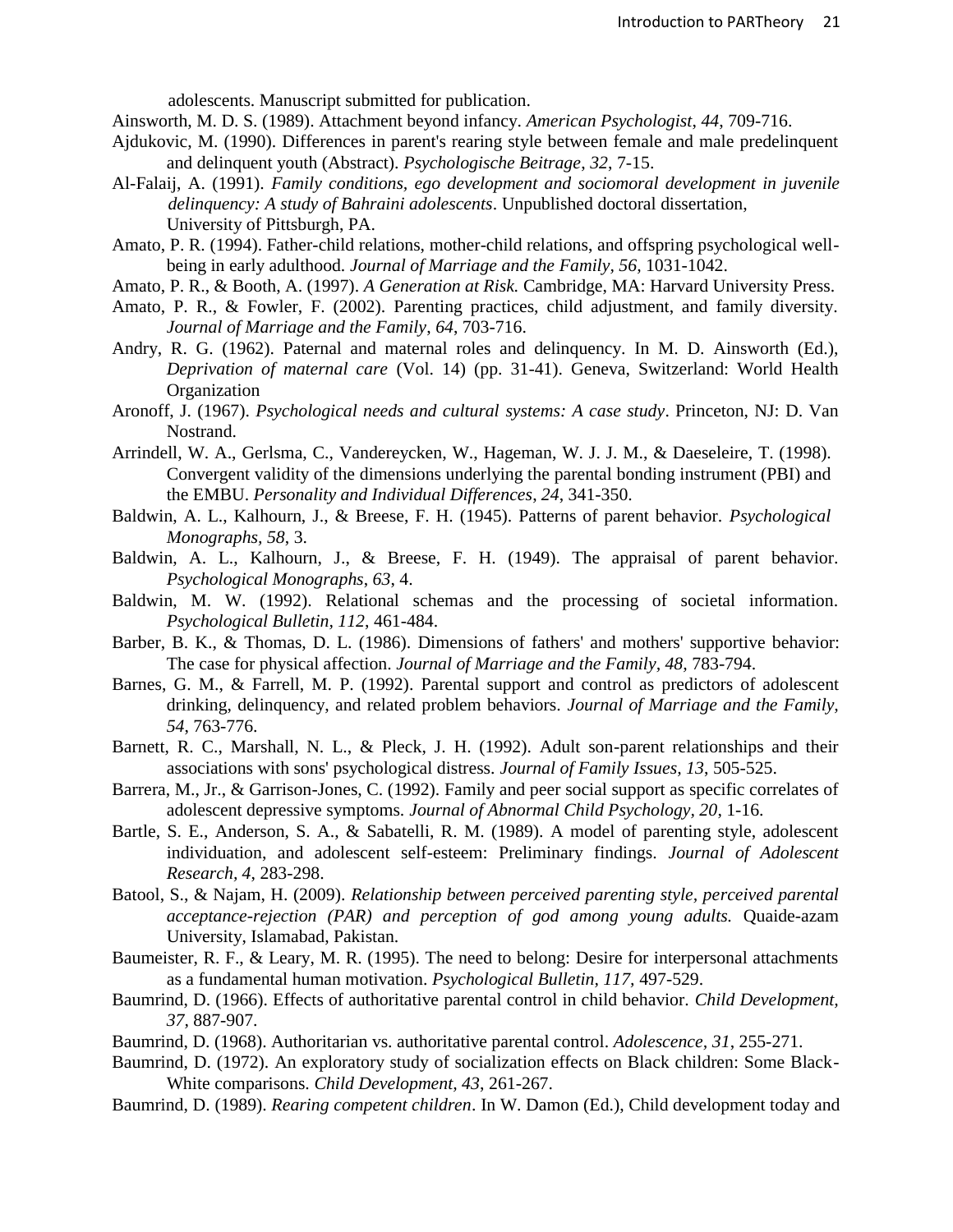adolescents. Manuscript submitted for publication.

Ainsworth, M. D. S. (1989). Attachment beyond infancy. *American Psychologist*, *44*, 709-716.

Ajdukovic, M. (1990). Differences in parent's rearing style between female and male predelinquent and delinquent youth (Abstract). *Psychologische Beitrage*, *32*, 7-15.

Al-Falaij, A. (1991). *Family conditions, ego development and sociomoral development in juvenile delinquency: A study of Bahraini adolescents*. Unpublished doctoral dissertation, University of Pittsburgh, PA.

Amato, P. R. (1994). Father-child relations, mother-child relations, and offspring psychological well-being in early adulthood. *Journal of Marriage and the Family*, *56*, 1031-1042.

Amato, P. R., & Booth, A. (1997). *A Generation at Risk.* Cambridge, MA: Harvard University Press.

Amato, P. R., & Fowler, F. (2002). Parenting practices, child adjustment, and family diversity. *Journal of Marriage and the Family*, *64*, 703-716.

Andry, R. G. (1962). Paternal and maternal roles and delinquency. In M. D. Ainsworth (Ed.), *Deprivation of maternal care* (Vol. 14) (pp. 31-41). Geneva, Switzerland: World Health Organization

Aronoff, J. (1967). *Psychological needs and cultural systems: A case study*. Princeton, NJ: D. Van Nostrand.

Arrindell, W. A., Gerlsma, C., Vandereycken, W., Hageman, W. J. J. M., & Daeseleire, T. (1998). Convergent validity of the dimensions underlying the parental bonding instrument (PBI) and the EMBU. *Personality and Individual Differences*, *24*, 341-350.

Baldwin, A. L., Kalhourn, J., & Breese, F. H. (1945). Patterns of parent behavior. *Psychological Monographs, 58*, 3.

Baldwin, A. L., Kalhourn, J., & Breese, F. H. (1949). The appraisal of parent behavior. *Psychological Monographs*, *63*, 4.

Baldwin, M. W. (1992). Relational schemas and the processing of societal information. *Psychological Bulletin*, *112*, 461-484.

Barber, B. K., & Thomas, D. L. (1986). Dimensions of fathers' and mothers' supportive behavior: The case for physical affection. *Journal of Marriage and the Family, 48,* 783-794.

Barnes, G. M., & Farrell, M. P. (1992). Parental support and control as predictors of adolescent drinking, delinquency, and related problem behaviors. *Journal of Marriage and the Family, 54*, 763-776.

Barnett, R. C., Marshall, N. L., & Pleck, J. H. (1992). Adult son-parent relationships and their associations with sons' psychological distress. *Journal of Family Issues, 13*, 505-525.

Barrera, M., Jr., & Garrison-Jones, C. (1992). Family and peer social support as specific correlates of adolescent depressive symptoms. *Journal of Abnormal Child Psychology, 20*, 1-16.

Bartle, S. E., Anderson, S. A., & Sabatelli, R. M. (1989). A model of parenting style, adolescent individuation, and adolescent self-esteem: Preliminary findings. *Journal of Adolescent Research, 4*, 283-298.

Batool, S., & Najam, H. (2009). *Relationship between perceived parenting style, perceived parental acceptance-rejection (PAR) and perception of god among young adults.* Quaide-azam University, Islamabad, Pakistan.

Baumeister, R. F., & Leary, M. R. (1995). The need to belong: Desire for interpersonal attachments as a fundamental human motivation. *Psychological Bulletin, 117*, 497-529.

Baumrind, D. (1966). Effects of authoritative parental control in child behavior. *Child Development, 37,* 887-907.

Baumrind, D. (1968). Authoritarian vs. authoritative parental control. *Adolescence*, *31*, 255-271.

Baumrind, D. (1972). An exploratory study of socialization effects on Black children: Some Black-White comparisons. *Child Development, 43*, 261-267.

Baumrind, D. (1989). *Rearing competent children*. In W. Damon (Ed.), Child development today and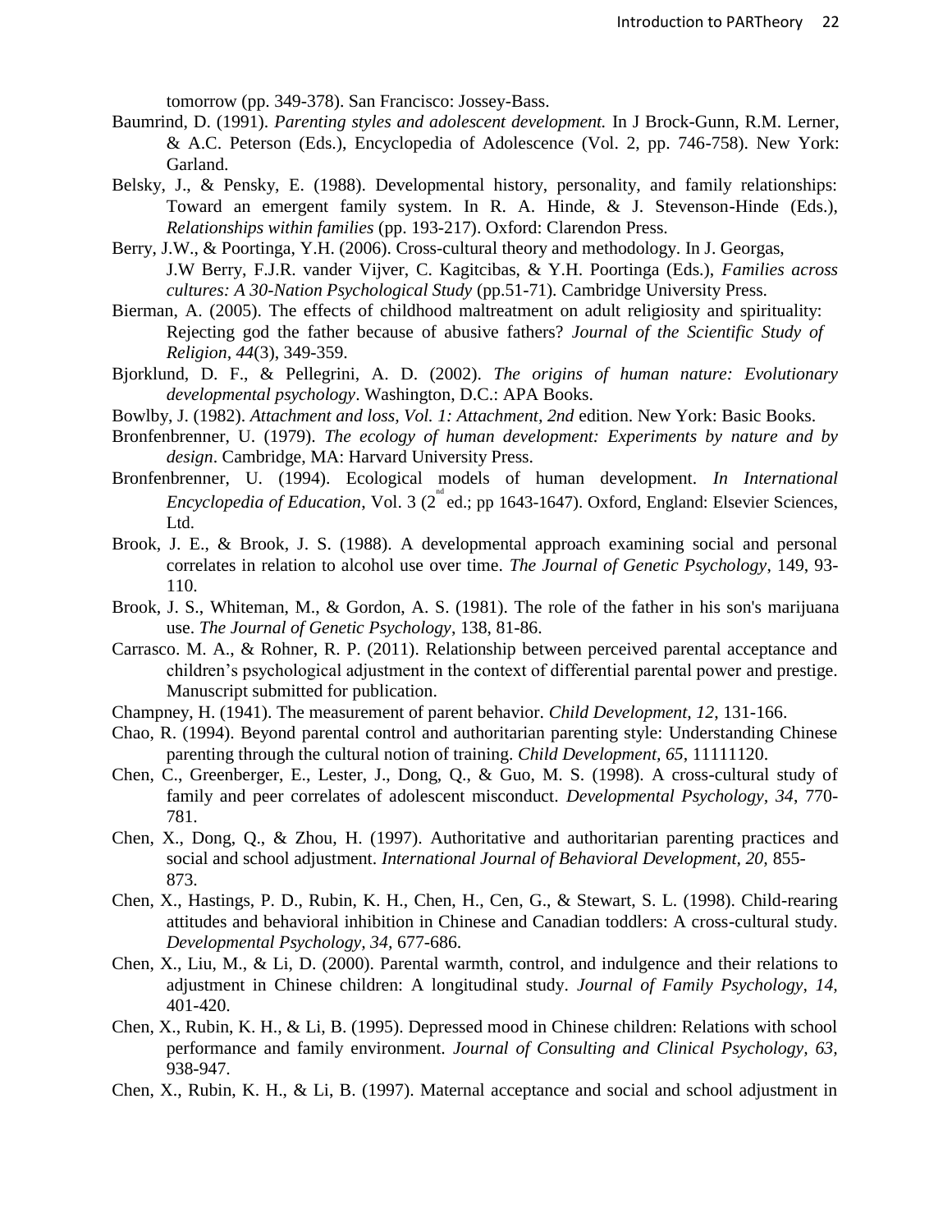tomorrow (pp. 349-378). San Francisco: Jossey-Bass.

Baumrind, D. (1991). *Parenting styles and adolescent development.* In J Brock-Gunn, R.M. Lerner, & A.C. Peterson (Eds.), Encyclopedia of Adolescence (Vol. 2, pp. 746-758). New York: Garland.

Belsky, J., & Pensky, E. (1988). Developmental history, personality, and family relationships: Toward an emergent family system. In R. A. Hinde, & J. Stevenson-Hinde (Eds.), *Relationships within families* (pp. 193-217). Oxford: Clarendon Press.

Berry, J.W., & Poortinga, Y.H. (2006). Cross-cultural theory and methodology. In J. Georgas, J.W Berry, F.J.R. vander Vijver, C. Kagitcibas, & Y.H. Poortinga (Eds.), *Families across cultures: A 30-Nation Psychological Study* (pp.51-71). Cambridge University Press.

Bierman, A. (2005). The effects of childhood maltreatment on adult religiosity and spirituality: Rejecting god the father because of abusive fathers? *Journal of the Scientific Study of Religion, 44*(3), 349-359.

Bjorklund, D. F., & Pellegrini, A. D. (2002). *The origins of human nature: Evolutionary developmental psychology*. Washington, D.C.: APA Books.

Bowlby, J. (1982). *Attachment and loss, Vol. 1: Attachment, 2nd* edition. New York: Basic Books.

Bronfenbrenner, U. (1979). *The ecology of human development: Experiments by nature and by design*. Cambridge, MA: Harvard University Press.

Bronfenbrenner, U. (1994). Ecological models of human development. *In International Encyclopedia of Education*, Vol. 3 (2nd ed.; pp 1643-1647). Oxford, England: Elsevier Sciences, Ltd.

Brook, J. E., & Brook, J. S. (1988). A developmental approach examining social and personal correlates in relation to alcohol use over time. *The Journal of Genetic Psychology*, 149, 93-110.

Brook, J. S., Whiteman, M., & Gordon, A. S. (1981). The role of the father in his son's marijuana use. *The Journal of Genetic Psychology*, 138, 81-86.

Carrasco. M. A., & Rohner, R. P. (2011). Relationship between perceived parental acceptance and children's psychological adjustment in the context of differential parental power and prestige. Manuscript submitted for publication.

Champney, H. (1941). The measurement of parent behavior. *Child Development, 12*, 131-166.

Chao, R. (1994). Beyond parental control and authoritarian parenting style: Understanding Chinese parenting through the cultural notion of training. *Child Development, 65*, 11111120.

Chen, C., Greenberger, E., Lester, J., Dong, Q., & Guo, M. S. (1998). A cross-cultural study of family and peer correlates of adolescent misconduct. *Developmental Psychology, 34*, 770-781.

Chen, X., Dong, Q., & Zhou, H. (1997). Authoritative and authoritarian parenting practices and social and school adjustment. *International Journal of Behavioral Development, 20,* 855-873.

Chen, X., Hastings, P. D., Rubin, K. H., Chen, H., Cen, G., & Stewart, S. L. (1998). Child-rearing attitudes and behavioral inhibition in Chinese and Canadian toddlers: A cross-cultural study. *Developmental Psychology, 34,* 677-686.

Chen, X., Liu, M., & Li, D. (2000). Parental warmth, control, and indulgence and their relations to adjustment in Chinese children: A longitudinal study. *Journal of Family Psychology, 14,* 401-420.

Chen, X., Rubin, K. H., & Li, B. (1995). Depressed mood in Chinese children: Relations with school performance and family environment. *Journal of Consulting and Clinical Psychology, 63,* 938-947.

Chen, X., Rubin, K. H., & Li, B. (1997). Maternal acceptance and social and school adjustment in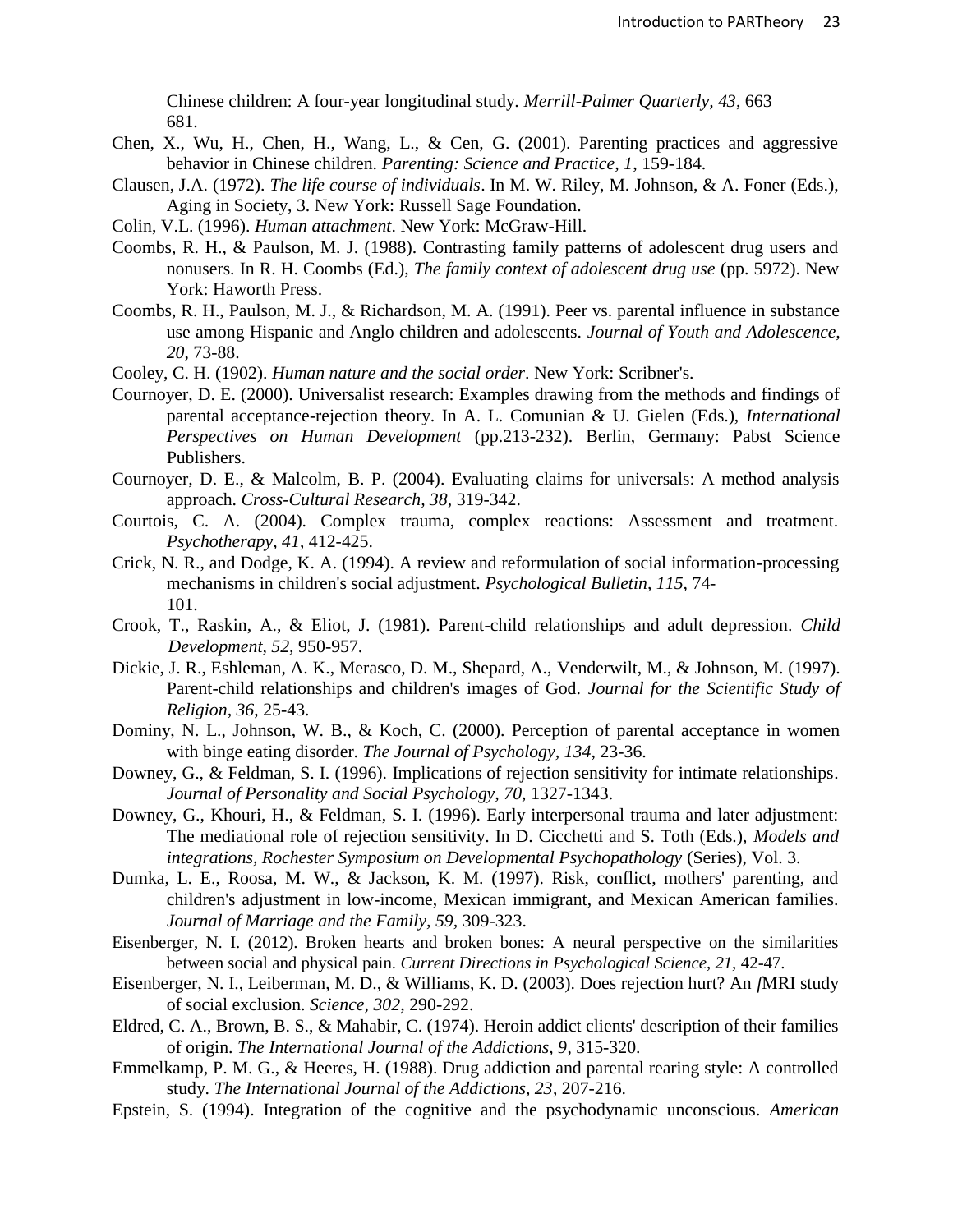Chinese children: A four-year longitudinal study. *Merrill-Palmer Quarterly, 43*, 663 681.

Chen, X., Wu, H., Chen, H., Wang, L., & Cen, G. (2001). Parenting practices and aggressive behavior in Chinese children. *Parenting: Science and Practice, 1*, 159-184.

Clausen, J.A. (1972). *The life course of individuals*. In M. W. Riley, M. Johnson, & A. Foner (Eds.), Aging in Society, 3. New York: Russell Sage Foundation.

Colin, V.L. (1996). *Human attachment*. New York: McGraw-Hill.

Coombs, R. H., & Paulson, M. J. (1988). Contrasting family patterns of adolescent drug users and nonusers. In R. H. Coombs (Ed.), *The family context of adolescent drug use* (pp. 5972). New York: Haworth Press.

Coombs, R. H., Paulson, M. J., & Richardson, M. A. (1991). Peer vs. parental influence in substance use among Hispanic and Anglo children and adolescents. *Journal of Youth and Adolescence, 20*, 73-88.

Cooley, C. H. (1902). *Human nature and the social order*. New York: Scribner's.

Cournoyer, D. E. (2000). Universalist research: Examples drawing from the methods and findings of parental acceptance-rejection theory. In A. L. Comunian & U. Gielen (Eds.), *International Perspectives on Human Development* (pp.213-232). Berlin, Germany: Pabst Science Publishers.

Cournoyer, D. E., & Malcolm, B. P. (2004). Evaluating claims for universals: A method analysis approach. *Cross-Cultural Research, 38*, 319-342.

Courtois, C. A. (2004). Complex trauma, complex reactions: Assessment and treatment. *Psychotherapy, 41*, 412-425.

Crick, N. R., and Dodge, K. A. (1994). A review and reformulation of social information-processing mechanisms in children's social adjustment. *Psychological Bulletin, 115*, 74-101.

Crook, T., Raskin, A., & Eliot, J. (1981). Parent-child relationships and adult depression. *Child Development, 52*, 950-957.

Dickie, J. R., Eshleman, A. K., Merasco, D. M., Shepard, A., Venderwilt, M., & Johnson, M. (1997). Parent-child relationships and children's images of God. *Journal for the Scientific Study of Religion, 36*, 25-43.

Dominy, N. L., Johnson, W. B., & Koch, C. (2000). Perception of parental acceptance in women with binge eating disorder. *The Journal of Psychology, 134*, 23-36.

Downey, G., & Feldman, S. I. (1996). Implications of rejection sensitivity for intimate relationships. *Journal of Personality and Social Psychology, 70*, 1327-1343.

Downey, G., Khouri, H., & Feldman, S. I. (1996). Early interpersonal trauma and later adjustment: The mediational role of rejection sensitivity. In D. Cicchetti and S. Toth (Eds.), *Models and integrations, Rochester Symposium on Developmental Psychopathology* (Series), Vol. 3.

Dumka, L. E., Roosa, M. W., & Jackson, K. M. (1997). Risk, conflict, mothers' parenting, and children's adjustment in low-income, Mexican immigrant, and Mexican American families. *Journal of Marriage and the Family, 59*, 309-323.

Eisenberger, N. I. (2012). Broken hearts and broken bones: A neural perspective on the similarities between social and physical pain. *Current Directions in Psychological Science, 21*, 42-47.

Eisenberger, N. I., Leiberman, M. D., & Williams, K. D. (2003). Does rejection hurt? An *f*MRI study of social exclusion. *Science, 302*, 290-292.

Eldred, C. A., Brown, B. S., & Mahabir, C. (1974). Heroin addict clients' description of their families of origin. *The International Journal of the Addictions, 9*, 315-320.

Emmelkamp, P. M. G., & Heeres, H. (1988). Drug addiction and parental rearing style: A controlled study. *The International Journal of the Addictions, 23*, 207-216.

Epstein, S. (1994). Integration of the cognitive and the psychodynamic unconscious. *American*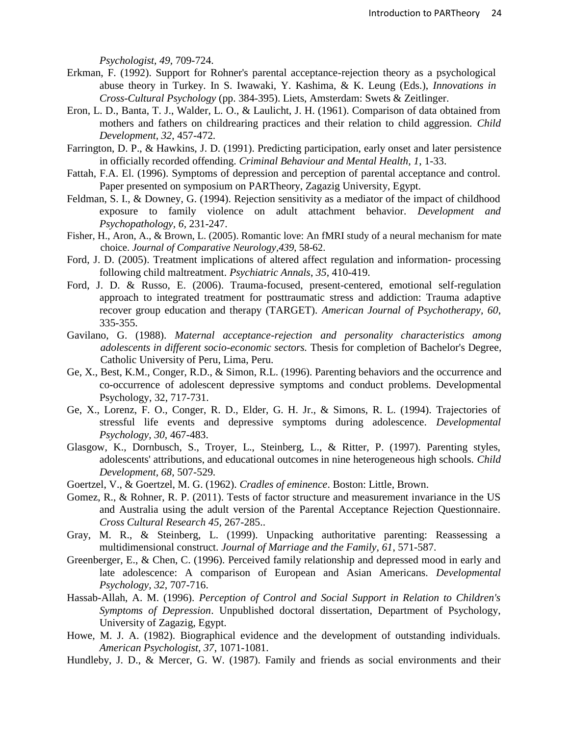*Psychologist*, *49*, 709-724.

Erkman, F. (1992). Support for Rohner's parental acceptance-rejection theory as a psychological abuse theory in Turkey. In S. Iwawaki, Y. Kashima, & K. Leung (Eds.), *Innovations in Cross-Cultural Psychology* (pp. 384-395). Liets, Amsterdam: Swets & Zeitlinger.

Eron, L. D., Banta, T. J., Walder, L. O., & Laulicht, J. H. (1961). Comparison of data obtained from mothers and fathers on childrearing practices and their relation to child aggression. *Child Development*, *32*, 457-472.

Farrington, D. P., & Hawkins, J. D. (1991). Predicting participation, early onset and later persistence in officially recorded offending. *Criminal Behaviour and Mental Health, 1*, 1-33.

Fattah, F.A. El. (1996). Symptoms of depression and perception of parental acceptance and control. Paper presented on symposium on PARTheory, Zagazig University, Egypt.

Feldman, S. I., & Downey, G. (1994). Rejection sensitivity as a mediator of the impact of childhood exposure to family violence on adult attachment behavior. *Development and Psychopathology*, *6*, 231-247.

Fisher, H., Aron, A., & Brown, L. (2005). Romantic love: An fMRI study of a neural mechanism for mate choice. *Journal of Comparative Neurology,439*, 58-62.

Ford, J. D. (2005). Treatment implications of altered affect regulation and information- processing following child maltreatment. *Psychiatric Annals*, *35*, 410-419.

Ford, J. D. & Russo, E. (2006). Trauma-focused, present-centered, emotional self-regulation approach to integrated treatment for posttraumatic stress and addiction: Trauma adaptive recover group education and therapy (TARGET). *American Journal of Psychotherapy*, *60*, 335-355.

Gavilano, G. (1988). *Maternal acceptance-rejection and personality characteristics among adolescents in different socio-economic sectors.* Thesis for completion of Bachelor's Degree, Catholic University of Peru, Lima, Peru.

Ge, X., Best, K.M., Conger, R.D., & Simon, R.L. (1996). Parenting behaviors and the occurrence and co-occurrence of adolescent depressive symptoms and conduct problems. Developmental Psychology, 32, 717-731.

Ge, X., Lorenz, F. O., Conger, R. D., Elder, G. H. Jr., & Simons, R. L. (1994). Trajectories of stressful life events and depressive symptoms during adolescence. *Developmental Psychology*, *30*, 467-483.

Glasgow, K., Dornbusch, S., Troyer, L., Steinberg, L., & Ritter, P. (1997). Parenting styles, adolescents' attributions, and educational outcomes in nine heterogeneous high schools. *Child Development*, *68*, 507-529.

Goertzel, V., & Goertzel, M. G. (1962). *Cradles of eminence*. Boston: Little, Brown.

Gomez, R., & Rohner, R. P. (2011). Tests of factor structure and measurement invariance in the US and Australia using the adult version of the Parental Acceptance Rejection Questionnaire. *Cross Cultural Research 45*, 267-285..

Gray, M. R., & Steinberg, L. (1999). Unpacking authoritative parenting: Reassessing a multidimensional construct. *Journal of Marriage and the Family*, *61*, 571-587.

Greenberger, E., & Chen, C. (1996). Perceived family relationship and depressed mood in early and late adolescence: A comparison of European and Asian Americans. *Developmental Psychology*, *32*, 707-716.

Hassab-Allah, A. M. (1996). *Perception of Control and Social Support in Relation to Children's Symptoms of Depression*. Unpublished doctoral dissertation, Department of Psychology, University of Zagazig, Egypt.

Howe, M. J. A. (1982). Biographical evidence and the development of outstanding individuals. *American Psychologist*, *37*, 1071-1081.

Hundleby, J. D., & Mercer, G. W. (1987). Family and friends as social environments and their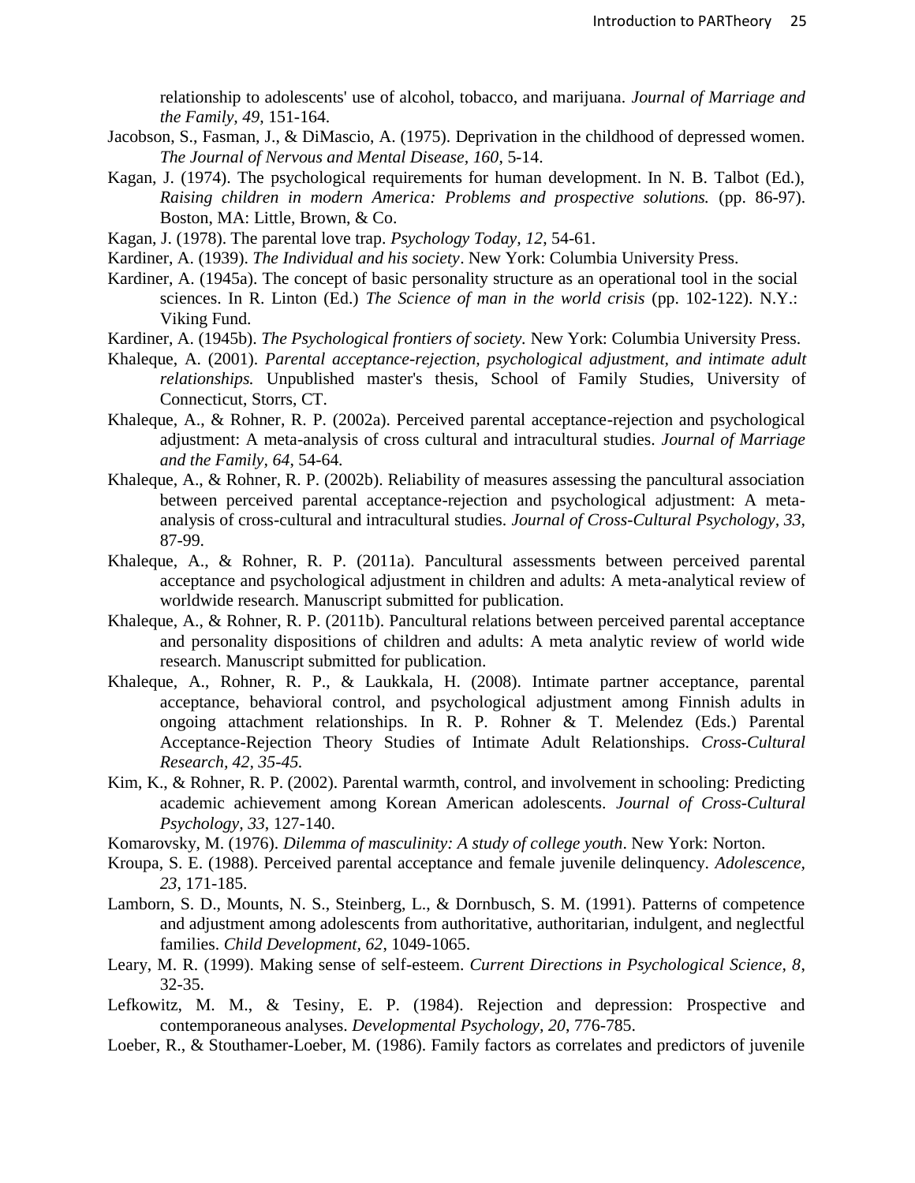relationship to adolescents' use of alcohol, tobacco, and marijuana. *Journal of Marriage and the Family, 49*, 151-164.

Jacobson, S., Fasman, J., & DiMascio, A. (1975). Deprivation in the childhood of depressed women. *The Journal of Nervous and Mental Disease*, *160*, 5-14.

Kagan, J. (1974). The psychological requirements for human development. In N. B. Talbot (Ed.), *Raising children in modern America: Problems and prospective solutions.* (pp. 86-97). Boston, MA: Little, Brown, & Co.

Kagan, J. (1978). The parental love trap. *Psychology Today, 12*, 54-61.

Kardiner, A. (1939). *The Individual and his society*. New York: Columbia University Press.

Kardiner, A. (1945a). The concept of basic personality structure as an operational tool in the social sciences. In R. Linton (Ed.) *The Science of man in the world crisis* (pp. 102-122). N.Y.: Viking Fund.

Kardiner, A. (1945b). *The Psychological frontiers of society.* New York: Columbia University Press.

Khaleque, A. (2001). *Parental acceptance-rejection, psychological adjustment, and intimate adult relationships.* Unpublished master's thesis, School of Family Studies, University of Connecticut, Storrs, CT.

Khaleque, A., & Rohner, R. P. (2002a). Perceived parental acceptance-rejection and psychological adjustment: A meta-analysis of cross cultural and intracultural studies. *Journal of Marriage and the Family, 64*, 54-64.

Khaleque, A., & Rohner, R. P. (2002b). Reliability of measures assessing the pancultural association between perceived parental acceptance-rejection and psychological adjustment: A meta-analysis of cross-cultural and intracultural studies. *Journal of Cross-Cultural Psychology*, *33*, 87-99.

Khaleque, A., & Rohner, R. P. (2011a). Pancultural assessments between perceived parental acceptance and psychological adjustment in children and adults: A meta-analytical review of worldwide research. Manuscript submitted for publication.

Khaleque, A., & Rohner, R. P. (2011b). Pancultural relations between perceived parental acceptance and personality dispositions of children and adults: A meta analytic review of world wide research. Manuscript submitted for publication.

Khaleque, A., Rohner, R. P., & Laukkala, H. (2008). Intimate partner acceptance, parental acceptance, behavioral control, and psychological adjustment among Finnish adults in ongoing attachment relationships. In R. P. Rohner & T. Melendez (Eds.) Parental Acceptance-Rejection Theory Studies of Intimate Adult Relationships. *Cross-Cultural Research, 42, 35-45.*

Kim, K., & Rohner, R. P. (2002). Parental warmth, control, and involvement in schooling: Predicting academic achievement among Korean American adolescents. *Journal of Cross-Cultural Psychology*, *33*, 127-140.

Komarovsky, M. (1976). *Dilemma of masculinity: A study of college youth*. New York: Norton.

Kroupa, S. E. (1988). Perceived parental acceptance and female juvenile delinquency. *Adolescence, 23*, 171-185.

Lamborn, S. D., Mounts, N. S., Steinberg, L., & Dornbusch, S. M. (1991). Patterns of competence and adjustment among adolescents from authoritative, authoritarian, indulgent, and neglectful families. *Child Development, 62*, 1049-1065.

Leary, M. R. (1999). Making sense of self-esteem. *Current Directions in Psychological Science, 8*, 32-35.

Lefkowitz, M. M., & Tesiny, E. P. (1984). Rejection and depression: Prospective and contemporaneous analyses. *Developmental Psychology, 20*, 776-785.

Loeber, R., & Stouthamer-Loeber, M. (1986). Family factors as correlates and predictors of juvenile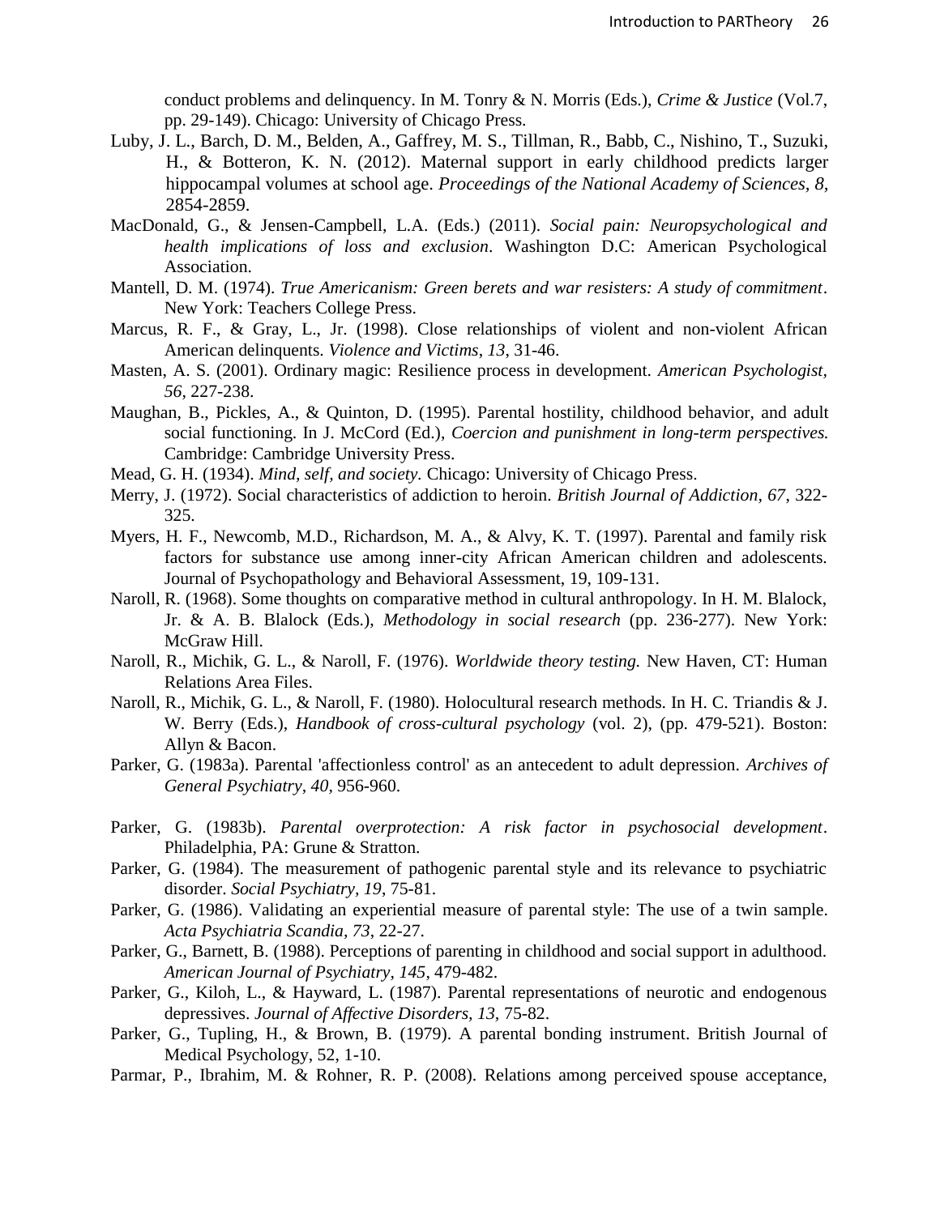conduct problems and delinquency. In M. Tonry & N. Morris (Eds.), *Crime & Justice* (Vol.7, pp. 29-149). Chicago: University of Chicago Press.

Luby, J. L., Barch, D. M., Belden, A., Gaffrey, M. S., Tillman, R., Babb, C., Nishino, T., Suzuki, H., & Botteron, K. N. (2012). Maternal support in early childhood predicts larger hippocampal volumes at school age. *Proceedings of the National Academy of Sciences, 8,* 2854-2859.

MacDonald, G., & Jensen-Campbell, L.A. (Eds.) (2011). *Social pain: Neuropsychological and health implications of loss and exclusion*. Washington D.C: American Psychological Association.

Mantell, D. M. (1974). *True Americanism: Green berets and war resisters: A study of commitment*. New York: Teachers College Press.

Marcus, R. F., & Gray, L., Jr. (1998). Close relationships of violent and non-violent African American delinquents. *Violence and Victims*, *13*, 31-46.

Masten, A. S. (2001). Ordinary magic: Resilience process in development. *American Psychologist, 56*, 227-238.

Maughan, B., Pickles, A., & Quinton, D. (1995). Parental hostility, childhood behavior, and adult social functioning. In J. McCord (Ed.), *Coercion and punishment in long-term perspectives.* Cambridge: Cambridge University Press.

Mead, G. H. (1934). *Mind, self, and society.* Chicago: University of Chicago Press.

Merry, J. (1972). Social characteristics of addiction to heroin. *British Journal of Addiction, 67*, 322-325.

Myers, H. F., Newcomb, M.D., Richardson, M. A., & Alvy, K. T. (1997). Parental and family risk factors for substance use among inner-city African American children and adolescents. Journal of Psychopathology and Behavioral Assessment, 19, 109-131.

Naroll, R. (1968). Some thoughts on comparative method in cultural anthropology. In H. M. Blalock, Jr. & A. B. Blalock (Eds.), *Methodology in social research* (pp. 236-277). New York: McGraw Hill.

Naroll, R., Michik, G. L., & Naroll, F. (1976). *Worldwide theory testing.* New Haven, CT: Human Relations Area Files.

Naroll, R., Michik, G. L., & Naroll, F. (1980). Holocultural research methods. In H. C. Triandis & J. W. Berry (Eds.), *Handbook of cross-cultural psychology* (vol. 2), (pp. 479-521). Boston: Allyn & Bacon.

Parker, G. (1983a). Parental 'affectionless control' as an antecedent to adult depression. *Archives of General Psychiatry, 40*, 956-960.

Parker, G. (1983b). *Parental overprotection: A risk factor in psychosocial development*. Philadelphia, PA: Grune & Stratton.

Parker, G. (1984). The measurement of pathogenic parental style and its relevance to psychiatric disorder. *Social Psychiatry, 19*, 75-81.

Parker, G. (1986). Validating an experiential measure of parental style: The use of a twin sample. *Acta Psychiatria Scandia, 73*, 22-27.

Parker, G., Barnett, B. (1988). Perceptions of parenting in childhood and social support in adulthood. *American Journal of Psychiatry, 145*, 479-482.

Parker, G., Kiloh, L., & Hayward, L. (1987). Parental representations of neurotic and endogenous depressives. *Journal of Affective Disorders, 13*, 75-82.

Parker, G., Tupling, H., & Brown, B. (1979). A parental bonding instrument. British Journal of Medical Psychology, 52, 1-10.

Parmar, P., Ibrahim, M. & Rohner, R. P. (2008). Relations among perceived spouse acceptance,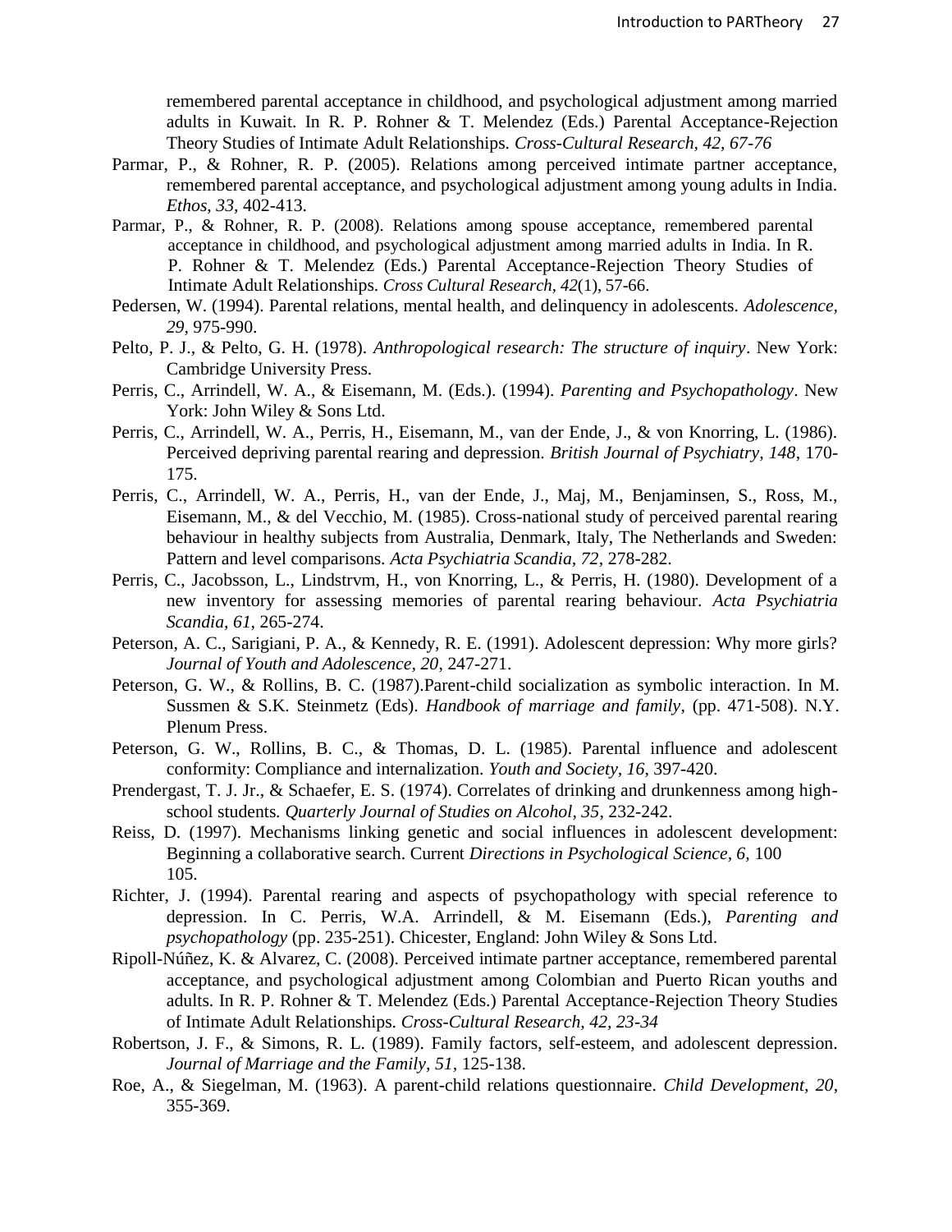remembered parental acceptance in childhood, and psychological adjustment among married adults in Kuwait. In R. P. Rohner & T. Melendez (Eds.) Parental Acceptance-Rejection Theory Studies of Intimate Adult Relationships. *Cross-Cultural Research, 42, 67-76*

Parmar, P., & Rohner, R. P. (2005). Relations among perceived intimate partner acceptance, remembered parental acceptance, and psychological adjustment among young adults in India. *Ethos, 33,* 402-413.

Parmar, P., & Rohner, R. P. (2008). Relations among spouse acceptance, remembered parental acceptance in childhood, and psychological adjustment among married adults in India. In R. P. Rohner & T. Melendez (Eds.) Parental Acceptance-Rejection Theory Studies of Intimate Adult Relationships. *Cross Cultural Research, 42*(1), 57-66.

Pedersen, W. (1994). Parental relations, mental health, and delinquency in adolescents. *Adolescence, 29,* 975-990.

Pelto, P. J., & Pelto, G. H. (1978). *Anthropological research: The structure of inquiry*. New York: Cambridge University Press.

Perris, C., Arrindell, W. A., & Eisemann, M. (Eds.). (1994). *Parenting and Psychopathology*. New York: John Wiley & Sons Ltd.

Perris, C., Arrindell, W. A., Perris, H., Eisemann, M., van der Ende, J., & von Knorring, L. (1986). Perceived depriving parental rearing and depression. *British Journal of Psychiatry, 148*, 170-175.

Perris, C., Arrindell, W. A., Perris, H., van der Ende, J., Maj, M., Benjaminsen, S., Ross, M., Eisemann, M., & del Vecchio, M. (1985). Cross-national study of perceived parental rearing behaviour in healthy subjects from Australia, Denmark, Italy, The Netherlands and Sweden: Pattern and level comparisons. *Acta Psychiatria Scandia, 72*, 278-282.

Perris, C., Jacobsson, L., Lindstrvm, H., von Knorring, L., & Perris, H. (1980). Development of a new inventory for assessing memories of parental rearing behaviour. *Acta Psychiatria Scandia, 61,* 265-274.

Peterson, A. C., Sarigiani, P. A., & Kennedy, R. E. (1991). Adolescent depression: Why more girls? *Journal of Youth and Adolescence, 20*, 247-271.

Peterson, G. W., & Rollins, B. C. (1987).Parent-child socialization as symbolic interaction. In M. Sussmen & S.K. Steinmetz (Eds). *Handbook of marriage and family*, (pp. 471-508). N.Y. Plenum Press.

Peterson, G. W., Rollins, B. C., & Thomas, D. L. (1985). Parental influence and adolescent conformity: Compliance and internalization. *Youth and Society, 16*, 397-420.

Prendergast, T. J. Jr., & Schaefer, E. S. (1974). Correlates of drinking and drunkenness among high-school students. *Quarterly Journal of Studies on Alcohol, 35*, 232-242.

Reiss, D. (1997). Mechanisms linking genetic and social influences in adolescent development: Beginning a collaborative search. Current *Directions in Psychological Science, 6,* 100 105.

Richter, J. (1994). Parental rearing and aspects of psychopathology with special reference to depression. In C. Perris, W.A. Arrindell, & M. Eisemann (Eds.), *Parenting and psychopathology* (pp. 235-251). Chicester, England: John Wiley & Sons Ltd.

Ripoll-Núñez, K. & Alvarez, C. (2008). Perceived intimate partner acceptance, remembered parental acceptance, and psychological adjustment among Colombian and Puerto Rican youths and adults. In R. P. Rohner & T. Melendez (Eds.) Parental Acceptance-Rejection Theory Studies of Intimate Adult Relationships. *Cross-Cultural Research, 42, 23-34*

Robertson, J. F., & Simons, R. L. (1989). Family factors, self-esteem, and adolescent depression. *Journal of Marriage and the Family, 51*, 125-138.

Roe, A., & Siegelman, M. (1963). A parent-child relations questionnaire. *Child Development, 20*, 355-369.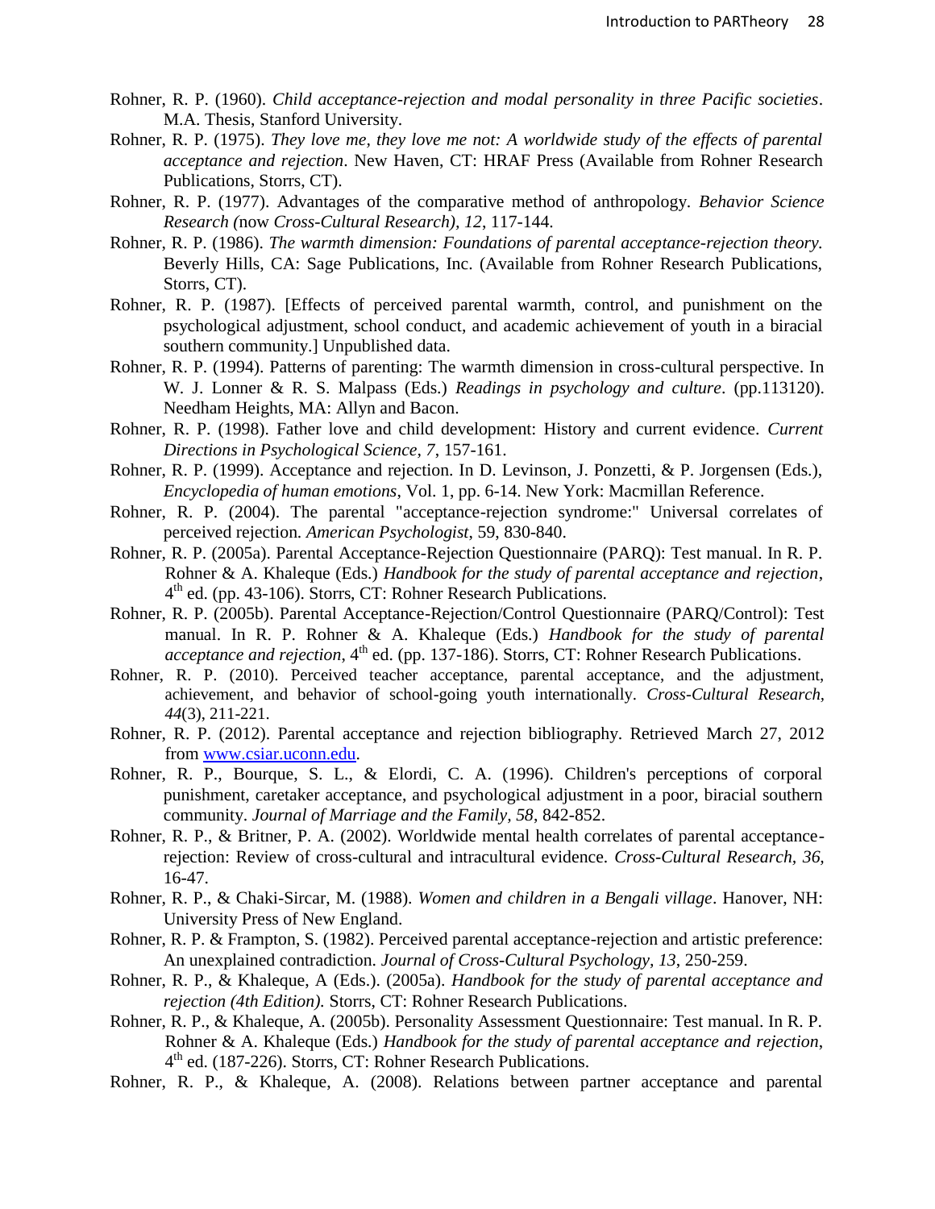Rohner, R. P. (1960). *Child acceptance-rejection and modal personality in three Pacific societies*. M.A. Thesis, Stanford University.

Rohner, R. P. (1975). *They love me, they love me not: A worldwide study of the effects of parental acceptance and rejection*. New Haven, CT: HRAF Press (Available from Rohner Research Publications, Storrs, CT).

Rohner, R. P. (1977). Advantages of the comparative method of anthropology. *Behavior Science Research (*now *Cross-Cultural Research), 12*, 117-144.

Rohner, R. P. (1986). *The warmth dimension: Foundations of parental acceptance-rejection theory.* Beverly Hills, CA: Sage Publications, Inc. (Available from Rohner Research Publications, Storrs, CT).

Rohner, R. P. (1987). [Effects of perceived parental warmth, control, and punishment on the psychological adjustment, school conduct, and academic achievement of youth in a biracial southern community.] Unpublished data.

Rohner, R. P. (1994). Patterns of parenting: The warmth dimension in cross-cultural perspective. In W. J. Lonner & R. S. Malpass (Eds.) *Readings in psychology and culture*. (pp.113120). Needham Heights, MA: Allyn and Bacon.

Rohner, R. P. (1998). Father love and child development: History and current evidence. *Current Directions in Psychological Science*, *7*, 157-161.

Rohner, R. P. (1999). Acceptance and rejection. In D. Levinson, J. Ponzetti, & P. Jorgensen (Eds.), *Encyclopedia of human emotions*, Vol. 1, pp. 6-14. New York: Macmillan Reference.

Rohner, R. P. (2004). The parental "acceptance-rejection syndrome:" Universal correlates of perceived rejection*. American Psychologist*, 59, 830-840.

Rohner, R. P. (2005a). Parental Acceptance-Rejection Questionnaire (PARQ): Test manual. In R. P. Rohner & A. Khaleque (Eds.) *Handbook for the study of parental acceptance and rejection*, 4th ed. (pp. 43-106). Storrs, CT: Rohner Research Publications.

Rohner, R. P. (2005b). Parental Acceptance-Rejection/Control Questionnaire (PARQ/Control): Test manual. In R. P. Rohner & A. Khaleque (Eds.) *Handbook for the study of parental acceptance and rejection*, 4th ed. (pp. 137-186). Storrs, CT: Rohner Research Publications.

Rohner, R. P. (2010). Perceived teacher acceptance, parental acceptance, and the adjustment, achievement, and behavior of school-going youth internationally. *Cross-Cultural Research, 44*(3), 211-221.

Rohner, R. P. (2012). Parental acceptance and rejection bibliography. Retrieved March 27, 2012 from www.csiar.uconn.edu.

Rohner, R. P., Bourque, S. L., & Elordi, C. A. (1996). Children's perceptions of corporal punishment, caretaker acceptance, and psychological adjustment in a poor, biracial southern community. *Journal of Marriage and the Family*, *58*, 842-852.

Rohner, R. P., & Britner, P. A. (2002). Worldwide mental health correlates of parental acceptance-rejection: Review of cross-cultural and intracultural evidence. *Cross-Cultural Research*, *36*, 16-47.

Rohner, R. P., & Chaki-Sircar, M. (1988). *Women and children in a Bengali village*. Hanover, NH: University Press of New England.

Rohner, R. P. & Frampton, S. (1982). Perceived parental acceptance-rejection and artistic preference: An unexplained contradiction. *Journal of Cross-Cultural Psychology, 13*, 250-259.

Rohner, R. P., & Khaleque, A (Eds.). (2005a). *Handbook for the study of parental acceptance and rejection (4th Edition).* Storrs, CT: Rohner Research Publications.

Rohner, R. P., & Khaleque, A. (2005b). Personality Assessment Questionnaire: Test manual. In R. P. Rohner & A. Khaleque (Eds.) *Handbook for the study of parental acceptance and rejection*, 4th ed. (187-226). Storrs, CT: Rohner Research Publications.

Rohner, R. P., & Khaleque, A. (2008). Relations between partner acceptance and parental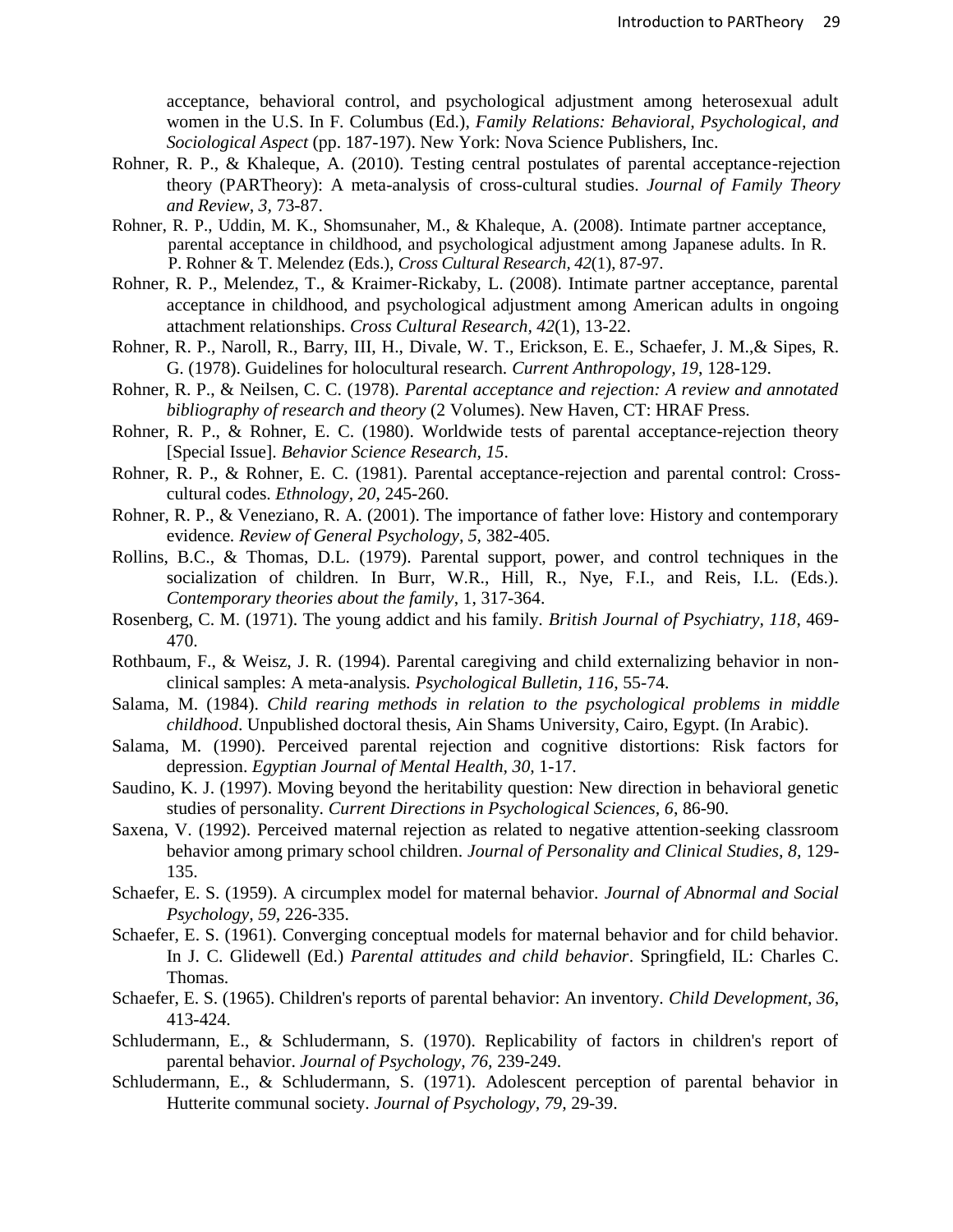acceptance, behavioral control, and psychological adjustment among heterosexual adult women in the U.S. In F. Columbus (Ed.), *Family Relations: Behavioral, Psychological, and Sociological Aspect* (pp. 187-197). New York: Nova Science Publishers, Inc.

Rohner, R. P., & Khaleque, A. (2010). Testing central postulates of parental acceptance-rejection theory (PARTheory): A meta-analysis of cross-cultural studies. *Journal of Family Theory and Review, 3,* 73-87.

Rohner, R. P., Uddin, M. K., Shomsunaher, M., & Khaleque, A. (2008). Intimate partner acceptance, parental acceptance in childhood, and psychological adjustment among Japanese adults. In R. P. Rohner & T. Melendez (Eds.), *Cross Cultural Research, 42*(1), 87-97.

Rohner, R. P., Melendez, T., & Kraimer-Rickaby, L. (2008). Intimate partner acceptance, parental acceptance in childhood, and psychological adjustment among American adults in ongoing attachment relationships. *Cross Cultural Research, 42*(1), 13-22.

Rohner, R. P., Naroll, R., Barry, III, H., Divale, W. T., Erickson, E. E., Schaefer, J. M.,& Sipes, R. G. (1978). Guidelines for holocultural research. *Current Anthropology, 19,* 128-129.

Rohner, R. P., & Neilsen, C. C. (1978). *Parental acceptance and rejection: A review and annotated bibliography of research and theory* (2 Volumes). New Haven, CT: HRAF Press.

Rohner, R. P., & Rohner, E. C. (1980). Worldwide tests of parental acceptance-rejection theory [Special Issue]. *Behavior Science Research, 15.*

Rohner, R. P., & Rohner, E. C. (1981). Parental acceptance-rejection and parental control: Cross-cultural codes. *Ethnology, 20,* 245-260.

Rohner, R. P., & Veneziano, R. A. (2001). The importance of father love: History and contemporary evidence. *Review of General Psychology, 5,* 382-405.

Rollins, B.C., & Thomas, D.L. (1979). Parental support, power, and control techniques in the socialization of children. In Burr, W.R., Hill, R., Nye, F.I., and Reis, I.L. (Eds.). *Contemporary theories about the family*, 1, 317-364.

Rosenberg, C. M. (1971). The young addict and his family. *British Journal of Psychiatry, 118*, 469-470.

Rothbaum, F., & Weisz, J. R. (1994). Parental caregiving and child externalizing behavior in non-clinical samples: A meta-analysis. *Psychological Bulletin, 116*, 55-74.

Salama, M. (1984). *Child rearing methods in relation to the psychological problems in middle childhood*. Unpublished doctoral thesis, Ain Shams University, Cairo, Egypt. (In Arabic).

Salama, M. (1990). Perceived parental rejection and cognitive distortions: Risk factors for depression. *Egyptian Journal of Mental Health, 30,* 1-17.

Saudino, K. J. (1997). Moving beyond the heritability question: New direction in behavioral genetic studies of personality. *Current Directions in Psychological Sciences, 6,* 86-90.

Saxena, V. (1992). Perceived maternal rejection as related to negative attention-seeking classroom behavior among primary school children. *Journal of Personality and Clinical Studies, 8,* 129-135.

Schaefer, E. S. (1959). A circumplex model for maternal behavior. *Journal of Abnormal and Social Psychology, 59,* 226-335.

Schaefer, E. S. (1961). Converging conceptual models for maternal behavior and for child behavior. In J. C. Glidewell (Ed.) *Parental attitudes and child behavior*. Springfield, IL: Charles C. Thomas.

Schaefer, E. S. (1965). Children's reports of parental behavior: An inventory. *Child Development, 36*, 413-424.

Schludermann, E., & Schludermann, S. (1970). Replicability of factors in children's report of parental behavior. *Journal of Psychology, 76,* 239-249.

Schludermann, E., & Schludermann, S. (1971). Adolescent perception of parental behavior in Hutterite communal society. *Journal of Psychology, 79,* 29-39.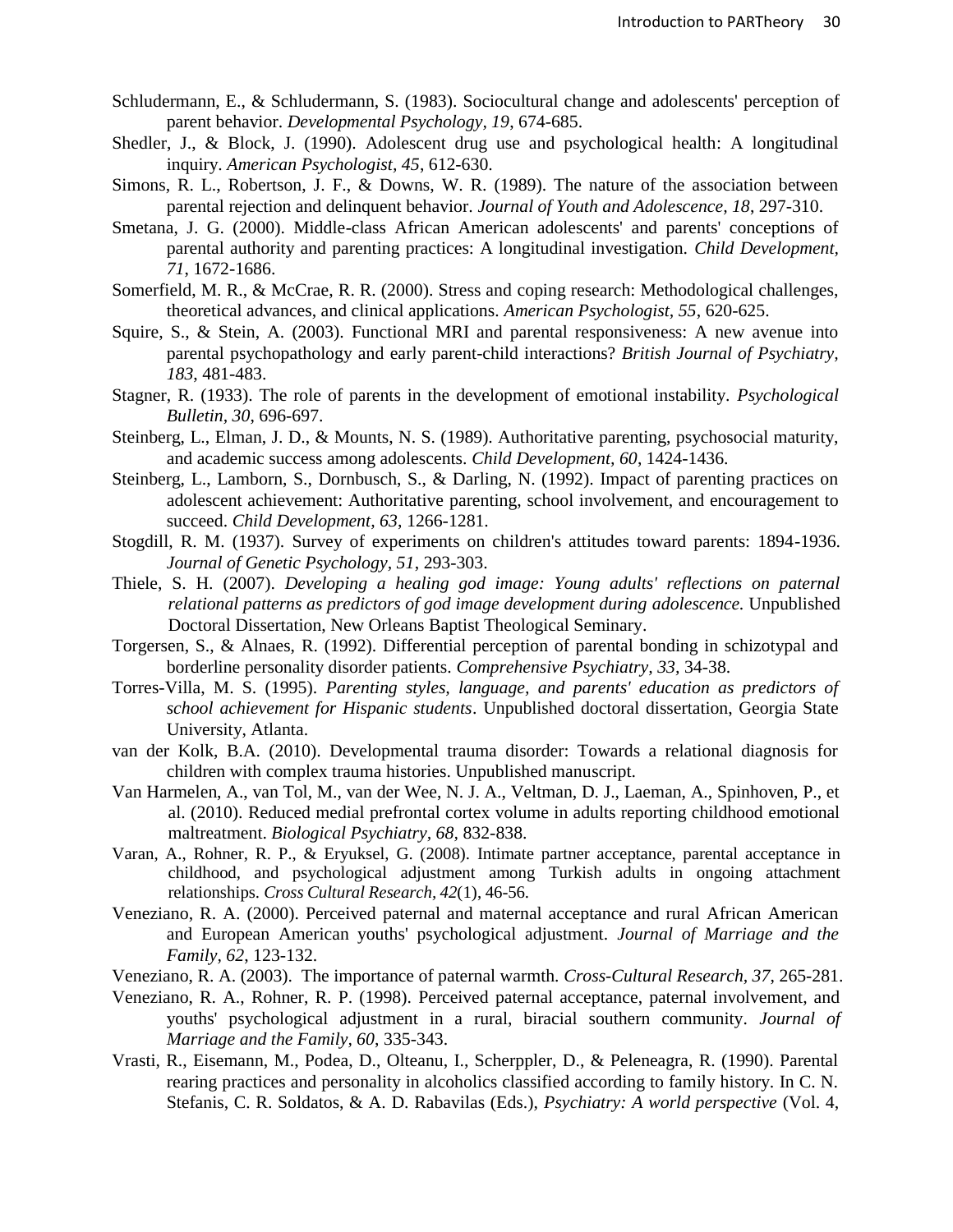Schludermann, E., & Schludermann, S. (1983). Sociocultural change and adolescents' perception of parent behavior. *Developmental Psychology, 19*, 674-685.

Shedler, J., & Block, J. (1990). Adolescent drug use and psychological health: A longitudinal inquiry. *American Psychologist, 45*, 612-630.

Simons, R. L., Robertson, J. F., & Downs, W. R. (1989). The nature of the association between parental rejection and delinquent behavior. *Journal of Youth and Adolescence, 18*, 297-310.

Smetana, J. G. (2000). Middle-class African American adolescents' and parents' conceptions of parental authority and parenting practices: A longitudinal investigation. *Child Development, 71*, 1672-1686.

Somerfield, M. R., & McCrae, R. R. (2000). Stress and coping research: Methodological challenges, theoretical advances, and clinical applications. *American Psychologist, 55*, 620-625.

Squire, S., & Stein, A. (2003). Functional MRI and parental responsiveness: A new avenue into parental psychopathology and early parent-child interactions? *British Journal of Psychiatry, 183*, 481-483.

Stagner, R. (1933). The role of parents in the development of emotional instability. *Psychological Bulletin, 30*, 696-697.

Steinberg, L., Elman, J. D., & Mounts, N. S. (1989). Authoritative parenting, psychosocial maturity, and academic success among adolescents. *Child Development, 60*, 1424-1436.

Steinberg, L., Lamborn, S., Dornbusch, S., & Darling, N. (1992). Impact of parenting practices on adolescent achievement: Authoritative parenting, school involvement, and encouragement to succeed. *Child Development, 63*, 1266-1281.

Stogdill, R. M. (1937). Survey of experiments on children's attitudes toward parents: 1894-1936. *Journal of Genetic Psychology, 51*, 293-303.

Thiele, S. H. (2007). *Developing a healing god image: Young adults' reflections on paternal relational patterns as predictors of god image development during adolescence.* Unpublished Doctoral Dissertation, New Orleans Baptist Theological Seminary.

Torgersen, S., & Alnaes, R. (1992). Differential perception of parental bonding in schizotypal and borderline personality disorder patients. *Comprehensive Psychiatry, 33*, 34-38.

Torres-Villa, M. S. (1995). *Parenting styles, language, and parents' education as predictors of school achievement for Hispanic students*. Unpublished doctoral dissertation, Georgia State University, Atlanta.

van der Kolk, B.A. (2010). Developmental trauma disorder: Towards a relational diagnosis for children with complex trauma histories. Unpublished manuscript.

Van Harmelen, A., van Tol, M., van der Wee, N. J. A., Veltman, D. J., Laeman, A., Spinhoven, P., et al. (2010). Reduced medial prefrontal cortex volume in adults reporting childhood emotional maltreatment. *Biological Psychiatry, 68*, 832-838.

Varan, A., Rohner, R. P., & Eryuksel, G. (2008). Intimate partner acceptance, parental acceptance in childhood, and psychological adjustment among Turkish adults in ongoing attachment relationships. *Cross Cultural Research, 42*(1), 46-56.

Veneziano, R. A. (2000). Perceived paternal and maternal acceptance and rural African American and European American youths' psychological adjustment. *Journal of Marriage and the Family, 62*, 123-132.

Veneziano, R. A. (2003). The importance of paternal warmth. *Cross-Cultural Research, 37*, 265-281.

Veneziano, R. A., Rohner, R. P. (1998). Perceived paternal acceptance, paternal involvement, and youths' psychological adjustment in a rural, biracial southern community. *Journal of Marriage and the Family, 60*, 335-343.

Vrasti, R., Eisemann, M., Podea, D., Olteanu, I., Scherppler, D., & Peleneagra, R. (1990). Parental rearing practices and personality in alcoholics classified according to family history. In C. N. Stefanis, C. R. Soldatos, & A. D. Rabavilas (Eds.), *Psychiatry: A world perspective* (Vol. 4,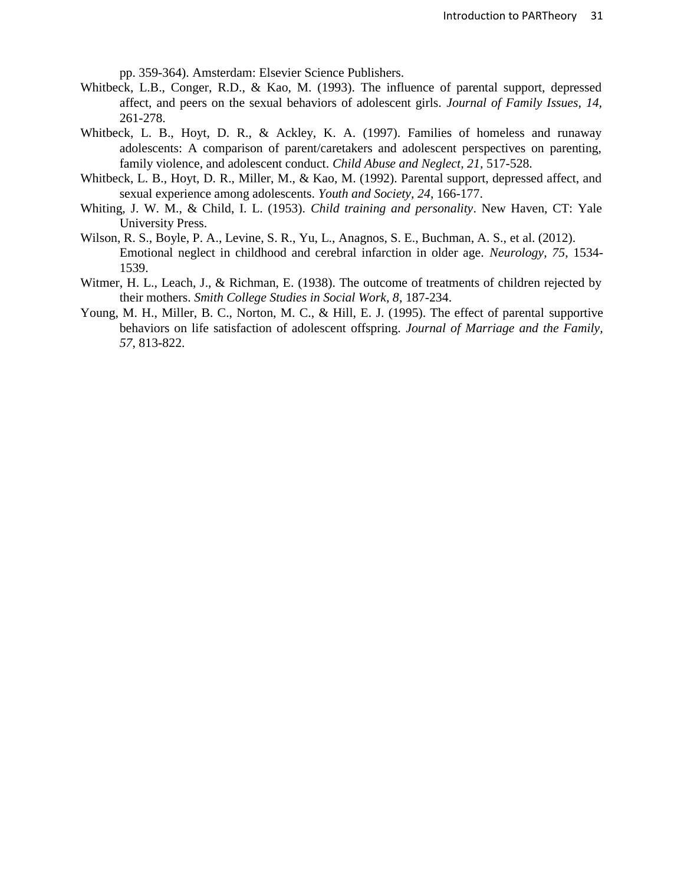pp. 359-364). Amsterdam: Elsevier Science Publishers.

Whitbeck, L.B., Conger, R.D., & Kao, M. (1993). The influence of parental support, depressed affect, and peers on the sexual behaviors of adolescent girls. *Journal of Family Issues, 14,* 261-278.

Whitbeck, L. B., Hoyt, D. R., & Ackley, K. A. (1997). Families of homeless and runaway adolescents: A comparison of parent/caretakers and adolescent perspectives on parenting, family violence, and adolescent conduct. *Child Abuse and Neglect, 21,* 517-528.

Whitbeck, L. B., Hoyt, D. R., Miller, M., & Kao, M. (1992). Parental support, depressed affect, and sexual experience among adolescents. *Youth and Society, 24*, 166-177.

Whiting, J. W. M., & Child, I. L. (1953). *Child training and personality*. New Haven, CT: Yale University Press.

Wilson, R. S., Boyle, P. A., Levine, S. R., Yu, L., Anagnos, S. E., Buchman, A. S., et al. (2012). Emotional neglect in childhood and cerebral infarction in older age. *Neurology, 75*, 1534-1539.

Witmer, H. L., Leach, J., & Richman, E. (1938). The outcome of treatments of children rejected by their mothers. *Smith College Studies in Social Work, 8*, 187-234.

Young, M. H., Miller, B. C., Norton, M. C., & Hill, E. J. (1995). The effect of parental supportive behaviors on life satisfaction of adolescent offspring. *Journal of Marriage and the Family, 57,* 813-822.